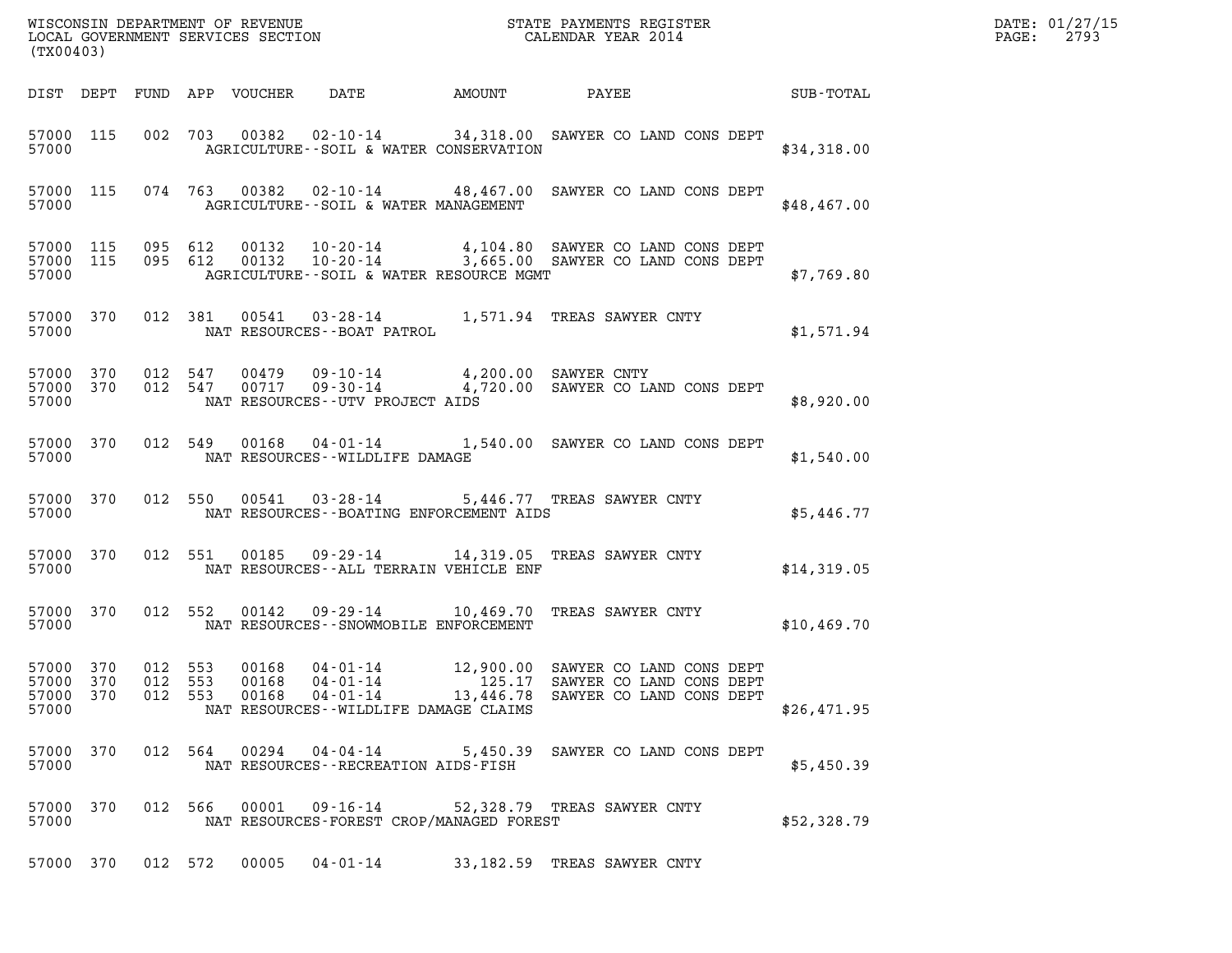WISCONSIN DEPARTMENT OF REVENUE
LOCAL GOVERNMENT SERVICES SECTION
(TX00403)

STATE PAYMENTS REGISTER
CALENDAR YEAR 2014

DATE: 01/27/15
PAGE: 2793

| DIST | DEPT | FUND | APP | VOUCHER | DATE | AMOUNT | PAYEE | SUB-TOTAL |
|---|---|---|---|---|---|---|---|---|
| 57000 | 115 | 002 | 703 | 00382 | 02-10-14 | 34,318.00 | SAWYER CO LAND CONS DEPT | |
| 57000 | | | | | AGRICULTURE--SOIL & WATER CONSERVATION | | | $34,318.00 |
| 57000 | 115 | 074 | 763 | 00382 | 02-10-14 | 48,467.00 | SAWYER CO LAND CONS DEPT | |
| 57000 | | | | | AGRICULTURE--SOIL & WATER MANAGEMENT | | | $48,467.00 |
| 57000 | 115 | 095 | 612 | 00132 | 10-20-14 | 4,104.80 | SAWYER CO LAND CONS DEPT | |
| 57000 | 115 | 095 | 612 | 00132 | 10-20-14 | 3,665.00 | SAWYER CO LAND CONS DEPT | |
| 57000 | | | | | AGRICULTURE--SOIL & WATER RESOURCE MGMT | | | $7,769.80 |
| 57000 | 370 | 012 | 381 | 00541 | 03-28-14 | 1,571.94 | TREAS SAWYER CNTY | |
| 57000 | | | | | NAT RESOURCES--BOAT PATROL | | | $1,571.94 |
| 57000 | 370 | 012 | 547 | 00479 | 09-10-14 | 4,200.00 | SAWYER CNTY | |
| 57000 | 370 | 012 | 547 | 00717 | 09-30-14 | 4,720.00 | SAWYER CO LAND CONS DEPT | |
| 57000 | | | | | NAT RESOURCES--UTV PROJECT AIDS | | | $8,920.00 |
| 57000 | 370 | 012 | 549 | 00168 | 04-01-14 | 1,540.00 | SAWYER CO LAND CONS DEPT | |
| 57000 | | | | | NAT RESOURCES--WILDLIFE DAMAGE | | | $1,540.00 |
| 57000 | 370 | 012 | 550 | 00541 | 03-28-14 | 5,446.77 | TREAS SAWYER CNTY | |
| 57000 | | | | | NAT RESOURCES--BOATING ENFORCEMENT AIDS | | | $5,446.77 |
| 57000 | 370 | 012 | 551 | 00185 | 09-29-14 | 14,319.05 | TREAS SAWYER CNTY | |
| 57000 | | | | | NAT RESOURCES--ALL TERRAIN VEHICLE ENF | | | $14,319.05 |
| 57000 | 370 | 012 | 552 | 00142 | 09-29-14 | 10,469.70 | TREAS SAWYER CNTY | |
| 57000 | | | | | NAT RESOURCES--SNOWMOBILE ENFORCEMENT | | | $10,469.70 |
| 57000 | 370 | 012 | 553 | 00168 | 04-01-14 | 12,900.00 | SAWYER CO LAND CONS DEPT | |
| 57000 | 370 | 012 | 553 | 00168 | 04-01-14 | 125.17 | SAWYER CO LAND CONS DEPT | |
| 57000 | 370 | 012 | 553 | 00168 | 04-01-14 | 13,446.78 | SAWYER CO LAND CONS DEPT | |
| 57000 | | | | | NAT RESOURCES--WILDLIFE DAMAGE CLAIMS | | | $26,471.95 |
| 57000 | 370 | 012 | 564 | 00294 | 04-04-14 | 5,450.39 | SAWYER CO LAND CONS DEPT | |
| 57000 | | | | | NAT RESOURCES--RECREATION AIDS-FISH | | | $5,450.39 |
| 57000 | 370 | 012 | 566 | 00001 | 09-16-14 | 52,328.79 | TREAS SAWYER CNTY | |
| 57000 | | | | | NAT RESOURCES-FOREST CROP/MANAGED FOREST | | | $52,328.79 |
| 57000 | 370 | 012 | 572 | 00005 | 04-01-14 | 33,182.59 | TREAS SAWYER CNTY | |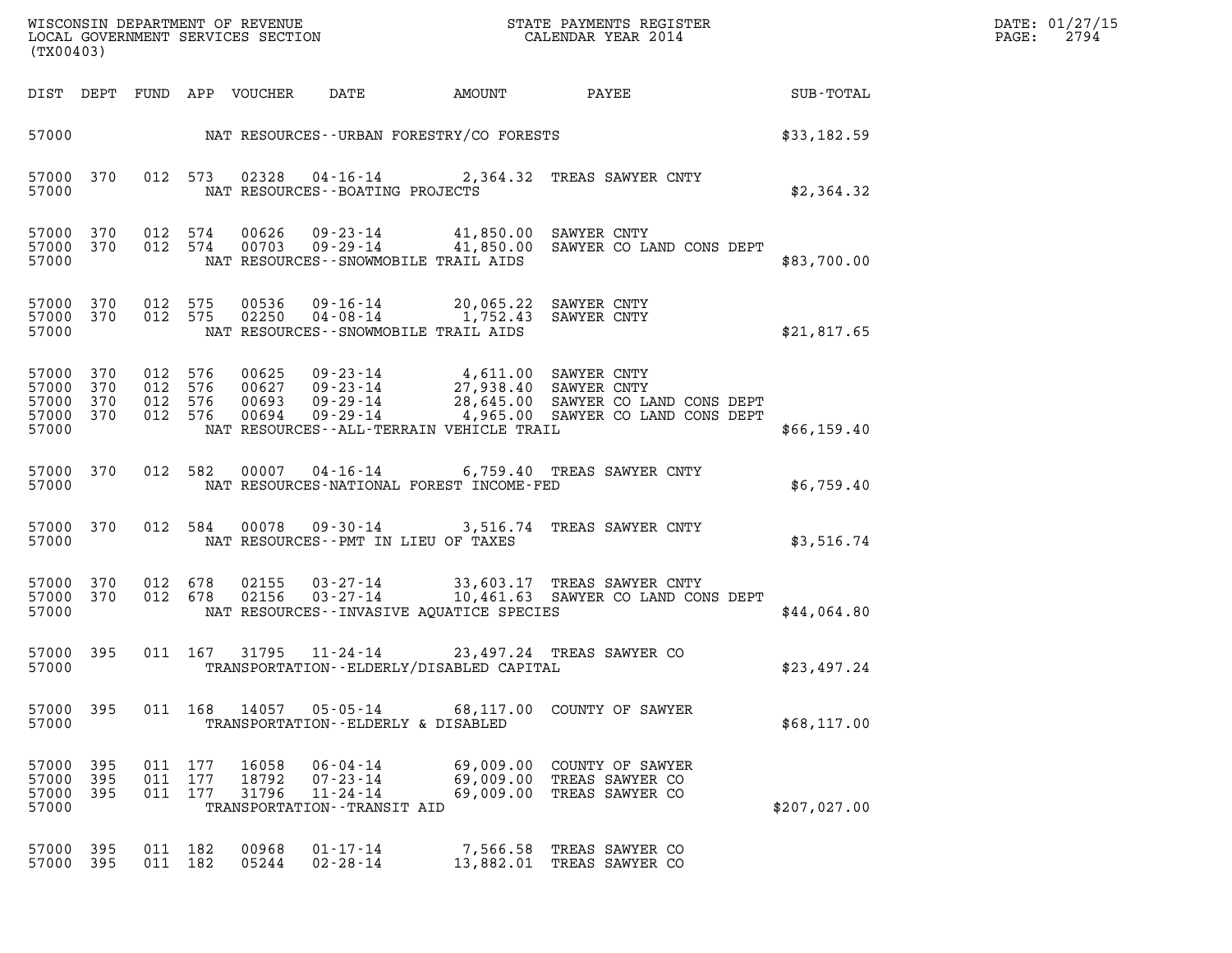WISCONSIN DEPARTMENT OF REVENUE
LOCAL GOVERNMENT SERVICES SECTION
(TX00403)

STATE PAYMENTS REGISTER
CALENDAR YEAR 2014

DATE: 01/27/15
PAGE: 2794

| DIST | DEPT | FUND | APP | VOUCHER | DATE | AMOUNT | PAYEE | SUB-TOTAL |
|---|---|---|---|---|---|---|---|---|
| 57000 | | | | | NAT RESOURCES--URBAN FORESTRY/CO FORESTS | | | $33,182.59 |
| 57000 | 370 | 012 | 573 | 02328 | 04-16-14 | 2,364.32 | TREAS SAWYER CNTY | |
| 57000 | | | | | NAT RESOURCES--BOATING PROJECTS | | | $2,364.32 |
| 57000 | 370 | 012 | 574 | 00626 | 09-23-14 | 41,850.00 | SAWYER CNTY | |
| 57000 | 370 | 012 | 574 | 00703 | 09-29-14 | 41,850.00 | SAWYER CO LAND CONS DEPT | |
| 57000 | | | | | NAT RESOURCES--SNOWMOBILE TRAIL AIDS | | | $83,700.00 |
| 57000 | 370 | 012 | 575 | 00536 | 09-16-14 | 20,065.22 | SAWYER CNTY | |
| 57000 | 370 | 012 | 575 | 02250 | 04-08-14 | 1,752.43 | SAWYER CNTY | |
| 57000 | | | | | NAT RESOURCES--SNOWMOBILE TRAIL AIDS | | | $21,817.65 |
| 57000 | 370 | 012 | 576 | 00625 | 09-23-14 | 4,611.00 | SAWYER CNTY | |
| 57000 | 370 | 012 | 576 | 00627 | 09-23-14 | 27,938.40 | SAWYER CNTY | |
| 57000 | 370 | 012 | 576 | 00693 | 09-29-14 | 28,645.00 | SAWYER CO LAND CONS DEPT | |
| 57000 | 370 | 012 | 576 | 00694 | 09-29-14 | 4,965.00 | SAWYER CO LAND CONS DEPT | |
| 57000 | | | | | NAT RESOURCES--ALL-TERRAIN VEHICLE TRAIL | | | $66,159.40 |
| 57000 | 370 | 012 | 582 | 00007 | 04-16-14 | 6,759.40 | TREAS SAWYER CNTY | |
| 57000 | | | | | NAT RESOURCES-NATIONAL FOREST INCOME-FED | | | $6,759.40 |
| 57000 | 370 | 012 | 584 | 00078 | 09-30-14 | 3,516.74 | TREAS SAWYER CNTY | |
| 57000 | | | | | NAT RESOURCES--PMT IN LIEU OF TAXES | | | $3,516.74 |
| 57000 | 370 | 012 | 678 | 02155 | 03-27-14 | 33,603.17 | TREAS SAWYER CNTY | |
| 57000 | 370 | 012 | 678 | 02156 | 03-27-14 | 10,461.63 | SAWYER CO LAND CONS DEPT | |
| 57000 | | | | | NAT RESOURCES--INVASIVE AQUATICE SPECIES | | | $44,064.80 |
| 57000 | 395 | 011 | 167 | 31795 | 11-24-14 | 23,497.24 | TREAS SAWYER CO | |
| 57000 | | | | | TRANSPORTATION--ELDERLY/DISABLED CAPITAL | | | $23,497.24 |
| 57000 | 395 | 011 | 168 | 14057 | 05-05-14 | 68,117.00 | COUNTY OF SAWYER | |
| 57000 | | | | | TRANSPORTATION--ELDERLY & DISABLED | | | $68,117.00 |
| 57000 | 395 | 011 | 177 | 16058 | 06-04-14 | 69,009.00 | COUNTY OF SAWYER | |
| 57000 | 395 | 011 | 177 | 18792 | 07-23-14 | 69,009.00 | TREAS SAWYER CO | |
| 57000 | 395 | 011 | 177 | 31796 | 11-24-14 | 69,009.00 | TREAS SAWYER CO | |
| 57000 | | | | | TRANSPORTATION--TRANSIT AID | | | $207,027.00 |
| 57000 | 395 | 011 | 182 | 00968 | 01-17-14 | 7,566.58 | TREAS SAWYER CO | |
| 57000 | 395 | 011 | 182 | 05244 | 02-28-14 | 13,882.01 | TREAS SAWYER CO | |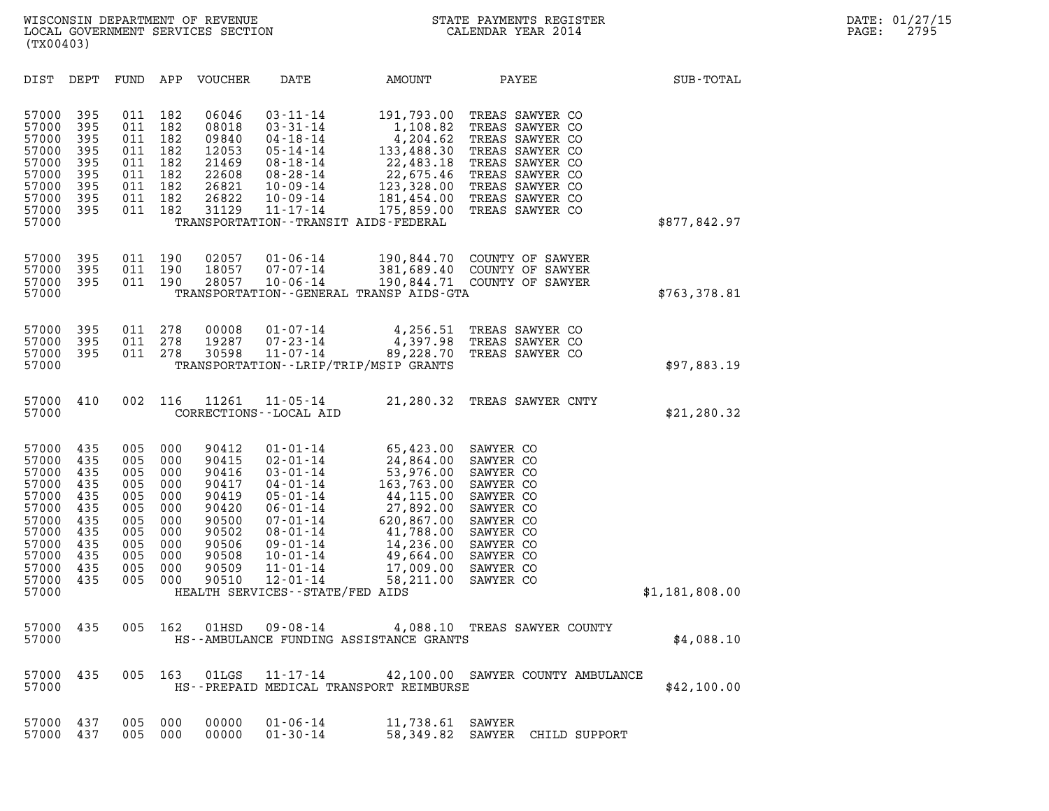WISCONSIN DEPARTMENT OF REVENUE
LOCAL GOVERNMENT SERVICES SECTION
(TX00403)

STATE PAYMENTS REGISTER
CALENDAR YEAR 2014

DATE: 01/27/15

| DIST | DEPT | FUND | APP | VOUCHER | DATE | AMOUNT | PAYEE | SUB-TOTAL |
|---|---|---|---|---|---|---|---|---|
| 57000 | 395 | 011 | 182 | 06046 | 03-11-14 | 191,793.00 | TREAS SAWYER CO | |
| 57000 | 395 | 011 | 182 | 08018 | 03-31-14 | 1,108.82 | TREAS SAWYER CO | |
| 57000 | 395 | 011 | 182 | 09840 | 04-18-14 | 4,204.62 | TREAS SAWYER CO | |
| 57000 | 395 | 011 | 182 | 12053 | 05-14-14 | 133,488.30 | TREAS SAWYER CO | |
| 57000 | 395 | 011 | 182 | 21469 | 08-18-14 | 22,483.18 | TREAS SAWYER CO | |
| 57000 | 395 | 011 | 182 | 22608 | 08-28-14 | 22,675.46 | TREAS SAWYER CO | |
| 57000 | 395 | 011 | 182 | 26821 | 10-09-14 | 123,328.00 | TREAS SAWYER CO | |
| 57000 | 395 | 011 | 182 | 26822 | 10-09-14 | 181,454.00 | TREAS SAWYER CO | |
| 57000 | 395 | 011 | 182 | 31129 | 11-17-14 | 175,859.00 | TREAS SAWYER CO | |
| 57000 | | | | | TRANSPORTATION--TRANSIT AIDS-FEDERAL | | | $877,842.97 |
| 57000 | 395 | 011 | 190 | 02057 | 01-06-14 | 190,844.70 | COUNTY OF SAWYER | |
| 57000 | 395 | 011 | 190 | 18057 | 07-07-14 | 381,689.40 | COUNTY OF SAWYER | |
| 57000 | 395 | 011 | 190 | 28057 | 10-06-14 | 190,844.71 | COUNTY OF SAWYER | |
| 57000 | | | | | TRANSPORTATION--GENERAL TRANSP AIDS-GTA | | | $763,378.81 |
| 57000 | 395 | 011 | 278 | 00008 | 01-07-14 | 4,256.51 | TREAS SAWYER CO | |
| 57000 | 395 | 011 | 278 | 19287 | 07-23-14 | 4,397.98 | TREAS SAWYER CO | |
| 57000 | 395 | 011 | 278 | 30598 | 11-07-14 | 89,228.70 | TREAS SAWYER CO | |
| 57000 | | | | | TRANSPORTATION--LRIP/TRIP/MSIP GRANTS | | | $97,883.19 |
| 57000 | 410 | 002 | 116 | 11261 | 11-05-14 | 21,280.32 | TREAS SAWYER CNTY | |
| 57000 | | | | | CORRECTIONS--LOCAL AID | | | $21,280.32 |
| 57000 | 435 | 005 | 000 | 90412 | 01-01-14 | 65,423.00 | SAWYER CO | |
| 57000 | 435 | 005 | 000 | 90415 | 02-01-14 | 24,864.00 | SAWYER CO | |
| 57000 | 435 | 005 | 000 | 90416 | 03-01-14 | 53,976.00 | SAWYER CO | |
| 57000 | 435 | 005 | 000 | 90417 | 04-01-14 | 163,763.00 | SAWYER CO | |
| 57000 | 435 | 005 | 000 | 90419 | 05-01-14 | 44,115.00 | SAWYER CO | |
| 57000 | 435 | 005 | 000 | 90420 | 06-01-14 | 27,892.00 | SAWYER CO | |
| 57000 | 435 | 005 | 000 | 90500 | 07-01-14 | 620,867.00 | SAWYER CO | |
| 57000 | 435 | 005 | 000 | 90502 | 08-01-14 | 41,788.00 | SAWYER CO | |
| 57000 | 435 | 005 | 000 | 90506 | 09-01-14 | 14,236.00 | SAWYER CO | |
| 57000 | 435 | 005 | 000 | 90508 | 10-01-14 | 49,664.00 | SAWYER CO | |
| 57000 | 435 | 005 | 000 | 90509 | 11-01-14 | 17,009.00 | SAWYER CO | |
| 57000 | 435 | 005 | 000 | 90510 | 12-01-14 | 58,211.00 | SAWYER CO | |
| 57000 | | | | | HEALTH SERVICES--STATE/FED AIDS | | | $1,181,808.00 |
| 57000 | 435 | 005 | 162 | 01HSD | 09-08-14 | 4,088.10 | TREAS SAWYER COUNTY | |
| 57000 | | | | | HS--AMBULANCE FUNDING ASSISTANCE GRANTS | | | $4,088.10 |
| 57000 | 435 | 005 | 163 | 01LGS | 11-17-14 | 42,100.00 | SAWYER COUNTY AMBULANCE | |
| 57000 | | | | | HS--PREPAID MEDICAL TRANSPORT REIMBURSE | | | $42,100.00 |
| 57000 | 437 | 005 | 000 | 00000 | 01-06-14 | 11,738.61 | SAWYER | |
| 57000 | 437 | 005 | 000 | 00000 | 01-30-14 | 58,349.82 | SAWYER CHILD SUPPORT | |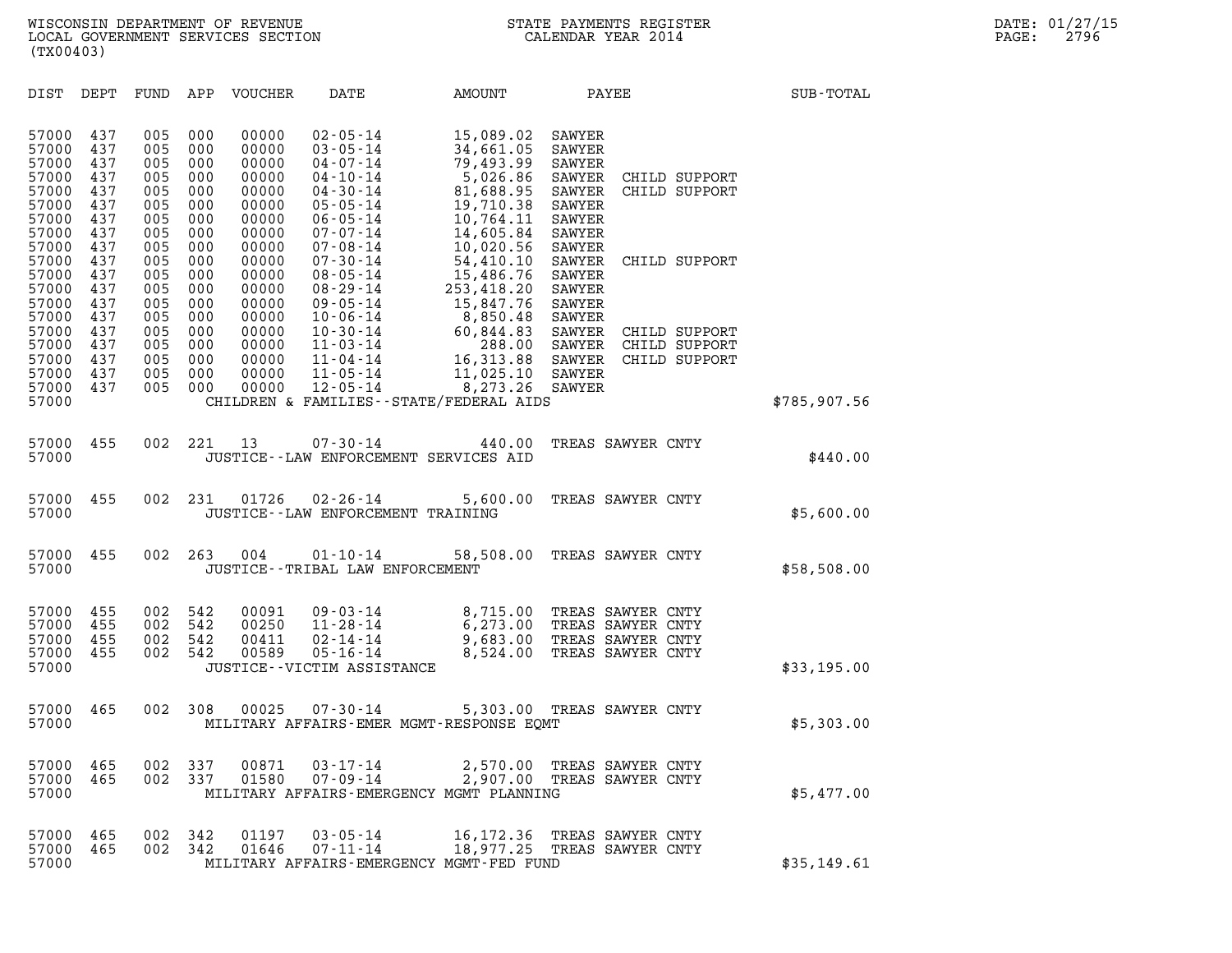WISCONSIN DEPARTMENT OF REVENUE
LOCAL GOVERNMENT SERVICES SECTION
(TX00403)

STATE PAYMENTS REGISTER
CALENDAR YEAR 2014

DATE: 01/27/15
PAGE: 2796

| DIST | DEPT | FUND | APP | VOUCHER | DATE | AMOUNT | PAYEE | SUB-TOTAL |
|---|---|---|---|---|---|---|---|---|
| 57000 | 437 | 005 | 000 | 00000 | 02-05-14 | 15,089.02 | SAWYER | |
| 57000 | 437 | 005 | 000 | 00000 | 03-05-14 | 34,661.05 | SAWYER | |
| 57000 | 437 | 005 | 000 | 00000 | 04-07-14 | 79,493.99 | SAWYER | |
| 57000 | 437 | 005 | 000 | 00000 | 04-10-14 | 5,026.86 | SAWYER CHILD SUPPORT | |
| 57000 | 437 | 005 | 000 | 00000 | 04-30-14 | 81,688.95 | SAWYER CHILD SUPPORT | |
| 57000 | 437 | 005 | 000 | 00000 | 05-05-14 | 19,710.38 | SAWYER | |
| 57000 | 437 | 005 | 000 | 00000 | 06-05-14 | 10,764.11 | SAWYER | |
| 57000 | 437 | 005 | 000 | 00000 | 07-07-14 | 14,605.84 | SAWYER | |
| 57000 | 437 | 005 | 000 | 00000 | 07-08-14 | 10,020.56 | SAWYER | |
| 57000 | 437 | 005 | 000 | 00000 | 07-30-14 | 54,410.10 | SAWYER CHILD SUPPORT | |
| 57000 | 437 | 005 | 000 | 00000 | 08-05-14 | 15,486.76 | SAWYER | |
| 57000 | 437 | 005 | 000 | 00000 | 08-29-14 | 253,418.20 | SAWYER | |
| 57000 | 437 | 005 | 000 | 00000 | 09-05-14 | 15,847.76 | SAWYER | |
| 57000 | 437 | 005 | 000 | 00000 | 10-06-14 | 8,850.48 | SAWYER | |
| 57000 | 437 | 005 | 000 | 00000 | 10-30-14 | 60,844.83 | SAWYER CHILD SUPPORT | |
| 57000 | 437 | 005 | 000 | 00000 | 11-03-14 | 288.00 | SAWYER CHILD SUPPORT | |
| 57000 | 437 | 005 | 000 | 00000 | 11-04-14 | 16,313.88 | SAWYER CHILD SUPPORT | |
| 57000 | 437 | 005 | 000 | 00000 | 11-05-14 | 11,025.10 | SAWYER | |
| 57000 | 437 | 005 | 000 | 00000 | 12-05-14 | 8,273.26 | SAWYER | |
| 57000 | | | | | CHILDREN & FAMILIES--STATE/FEDERAL AIDS | | | $785,907.56 |
| 57000 | 455 | 002 | 221 | 13 | 07-30-14 | 440.00 | TREAS SAWYER CNTY | |
| 57000 | | | | | JUSTICE--LAW ENFORCEMENT SERVICES AID | | | $440.00 |
| 57000 | 455 | 002 | 231 | 01726 | 02-26-14 | 5,600.00 | TREAS SAWYER CNTY | |
| 57000 | | | | | JUSTICE--LAW ENFORCEMENT TRAINING | | | $5,600.00 |
| 57000 | 455 | 002 | 263 | 004 | 01-10-14 | 58,508.00 | TREAS SAWYER CNTY | |
| 57000 | | | | | JUSTICE--TRIBAL LAW ENFORCEMENT | | | $58,508.00 |
| 57000 | 455 | 002 | 542 | 00091 | 09-03-14 | 8,715.00 | TREAS SAWYER CNTY | |
| 57000 | 455 | 002 | 542 | 00250 | 11-28-14 | 6,273.00 | TREAS SAWYER CNTY | |
| 57000 | 455 | 002 | 542 | 00411 | 02-14-14 | 9,683.00 | TREAS SAWYER CNTY | |
| 57000 | 455 | 002 | 542 | 00589 | 05-16-14 | 8,524.00 | TREAS SAWYER CNTY | |
| 57000 | | | | | JUSTICE--VICTIM ASSISTANCE | | | $33,195.00 |
| 57000 | 465 | 002 | 308 | 00025 | 07-30-14 | 5,303.00 | TREAS SAWYER CNTY | |
| 57000 | | | | | MILITARY AFFAIRS-EMER MGMT-RESPONSE EQMT | | | $5,303.00 |
| 57000 | 465 | 002 | 337 | 00871 | 03-17-14 | 2,570.00 | TREAS SAWYER CNTY | |
| 57000 | 465 | 002 | 337 | 01580 | 07-09-14 | 2,907.00 | TREAS SAWYER CNTY | |
| 57000 | | | | | MILITARY AFFAIRS-EMERGENCY MGMT PLANNING | | | $5,477.00 |
| 57000 | 465 | 002 | 342 | 01197 | 03-05-14 | 16,172.36 | TREAS SAWYER CNTY | |
| 57000 | 465 | 002 | 342 | 01646 | 07-11-14 | 18,977.25 | TREAS SAWYER CNTY | |
| 57000 | | | | | MILITARY AFFAIRS-EMERGENCY MGMT-FED FUND | | | $35,149.61 |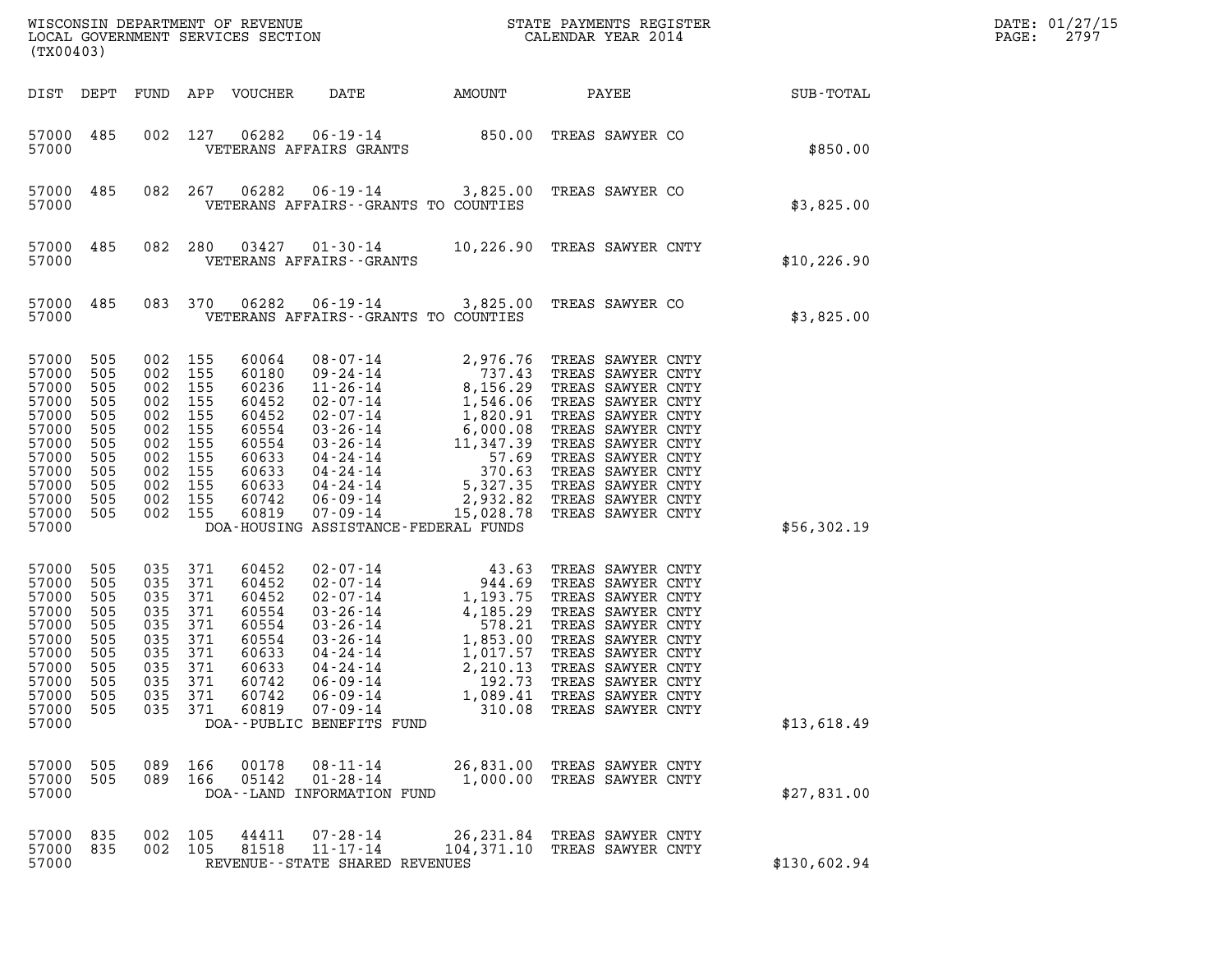WISCONSIN DEPARTMENT OF REVENUE
LOCAL GOVERNMENT SERVICES SECTION
(TX00403)

STATE PAYMENTS REGISTER
CALENDAR YEAR 2014

DATE: 01/27/15
PAGE: 2797

| DIST | DEPT | FUND | APP | VOUCHER | DATE | AMOUNT | PAYEE | SUB-TOTAL |
|---|---|---|---|---|---|---|---|---|
| 57000 | 485 | 002 | 127 | 06282 | 06-19-14 | 850.00 | TREAS SAWYER CO | |
| 57000 | | | | | VETERANS AFFAIRS GRANTS | | | $850.00 |
| 57000 | 485 | 082 | 267 | 06282 | 06-19-14 | 3,825.00 | TREAS SAWYER CO | |
| 57000 | | | | | VETERANS AFFAIRS--GRANTS TO COUNTIES | | | $3,825.00 |
| 57000 | 485 | 082 | 280 | 03427 | 01-30-14 | 10,226.90 | TREAS SAWYER CNTY | |
| 57000 | | | | | VETERANS AFFAIRS--GRANTS | | | $10,226.90 |
| 57000 | 485 | 083 | 370 | 06282 | 06-19-14 | 3,825.00 | TREAS SAWYER CO | |
| 57000 | | | | | VETERANS AFFAIRS--GRANTS TO COUNTIES | | | $3,825.00 |
| 57000 | 505 | 002 | 155 | 60064 | 08-07-14 | 2,976.76 | TREAS SAWYER CNTY | |
| 57000 | 505 | 002 | 155 | 60180 | 09-24-14 | 737.43 | TREAS SAWYER CNTY | |
| 57000 | 505 | 002 | 155 | 60236 | 11-26-14 | 8,156.29 | TREAS SAWYER CNTY | |
| 57000 | 505 | 002 | 155 | 60452 | 02-07-14 | 1,546.06 | TREAS SAWYER CNTY | |
| 57000 | 505 | 002 | 155 | 60452 | 02-07-14 | 1,820.91 | TREAS SAWYER CNTY | |
| 57000 | 505 | 002 | 155 | 60554 | 03-26-14 | 6,000.08 | TREAS SAWYER CNTY | |
| 57000 | 505 | 002 | 155 | 60554 | 03-26-14 | 11,347.39 | TREAS SAWYER CNTY | |
| 57000 | 505 | 002 | 155 | 60633 | 04-24-14 | 57.69 | TREAS SAWYER CNTY | |
| 57000 | 505 | 002 | 155 | 60633 | 04-24-14 | 370.63 | TREAS SAWYER CNTY | |
| 57000 | 505 | 002 | 155 | 60633 | 04-24-14 | 5,327.35 | TREAS SAWYER CNTY | |
| 57000 | 505 | 002 | 155 | 60742 | 06-09-14 | 2,932.82 | TREAS SAWYER CNTY | |
| 57000 | 505 | 002 | 155 | 60819 | 07-09-14 | 15,028.78 | TREAS SAWYER CNTY | |
| 57000 | | | | | DOA-HOUSING ASSISTANCE-FEDERAL FUNDS | | | $56,302.19 |
| 57000 | 505 | 035 | 371 | 60452 | 02-07-14 | 43.63 | TREAS SAWYER CNTY | |
| 57000 | 505 | 035 | 371 | 60452 | 02-07-14 | 944.69 | TREAS SAWYER CNTY | |
| 57000 | 505 | 035 | 371 | 60452 | 02-07-14 | 1,193.75 | TREAS SAWYER CNTY | |
| 57000 | 505 | 035 | 371 | 60554 | 03-26-14 | 4,185.29 | TREAS SAWYER CNTY | |
| 57000 | 505 | 035 | 371 | 60554 | 03-26-14 | 578.21 | TREAS SAWYER CNTY | |
| 57000 | 505 | 035 | 371 | 60554 | 03-26-14 | 1,853.00 | TREAS SAWYER CNTY | |
| 57000 | 505 | 035 | 371 | 60633 | 04-24-14 | 1,017.57 | TREAS SAWYER CNTY | |
| 57000 | 505 | 035 | 371 | 60633 | 04-24-14 | 2,210.13 | TREAS SAWYER CNTY | |
| 57000 | 505 | 035 | 371 | 60742 | 06-09-14 | 192.73 | TREAS SAWYER CNTY | |
| 57000 | 505 | 035 | 371 | 60742 | 06-09-14 | 1,089.41 | TREAS SAWYER CNTY | |
| 57000 | 505 | 035 | 371 | 60819 | 07-09-14 | 310.08 | TREAS SAWYER CNTY | |
| 57000 | | | | | DOA--PUBLIC BENEFITS FUND | | | $13,618.49 |
| 57000 | 505 | 089 | 166 | 00178 | 08-11-14 | 26,831.00 | TREAS SAWYER CNTY | |
| 57000 | 505 | 089 | 166 | 05142 | 01-28-14 | 1,000.00 | TREAS SAWYER CNTY | |
| 57000 | | | | | DOA--LAND INFORMATION FUND | | | $27,831.00 |
| 57000 | 835 | 002 | 105 | 44411 | 07-28-14 | 26,231.84 | TREAS SAWYER CNTY | |
| 57000 | 835 | 002 | 105 | 81518 | 11-17-14 | 104,371.10 | TREAS SAWYER CNTY | |
| 57000 | | | | | REVENUE--STATE SHARED REVENUES | | | $130,602.94 |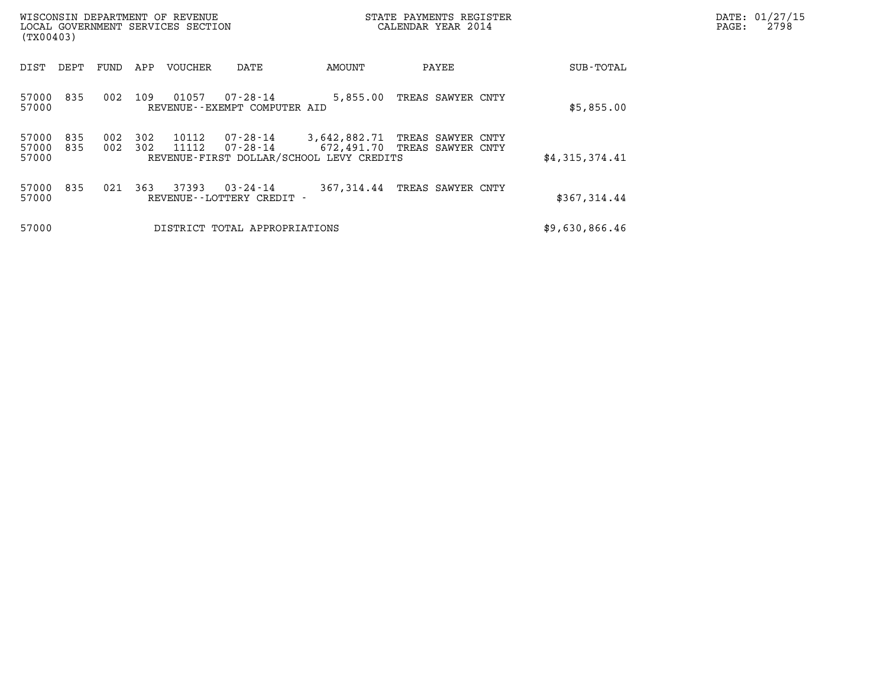WISCONSIN DEPARTMENT OF REVENUE
LOCAL GOVERNMENT SERVICES SECTION
(TX00403)

STATE PAYMENTS REGISTER
CALENDAR YEAR 2014

DATE: 01/27/15

| DIST | DEPT | FUND | APP | VOUCHER | DATE | AMOUNT | PAYEE | SUB-TOTAL |
|---|---|---|---|---|---|---|---|---|
| 57000 | 835 | 002 | 109 | 01057 | 07-28-14 | 5,855.00 | TREAS SAWYER CNTY | |
| 57000 | | | | REVENUE--EXEMPT COMPUTER AID | | | | $5,855.00 |
| 57000 | 835 | 002 | 302 | 10112 | 07-28-14 | 3,642,882.71 | TREAS SAWYER CNTY | |
| 57000 | 835 | 002 | 302 | 11112 | 07-28-14 | 672,491.70 | TREAS SAWYER CNTY | |
| 57000 | | | | REVENUE-FIRST DOLLAR/SCHOOL LEVY CREDITS | | | | $4,315,374.41 |
| 57000 | 835 | 021 | 363 | 37393 | 03-24-14 | 367,314.44 | TREAS SAWYER CNTY | |
| 57000 | | | | REVENUE--LOTTERY CREDIT - | | | | $367,314.44 |
| 57000 | | | | DISTRICT TOTAL APPROPRIATIONS | | | | $9,630,866.46 |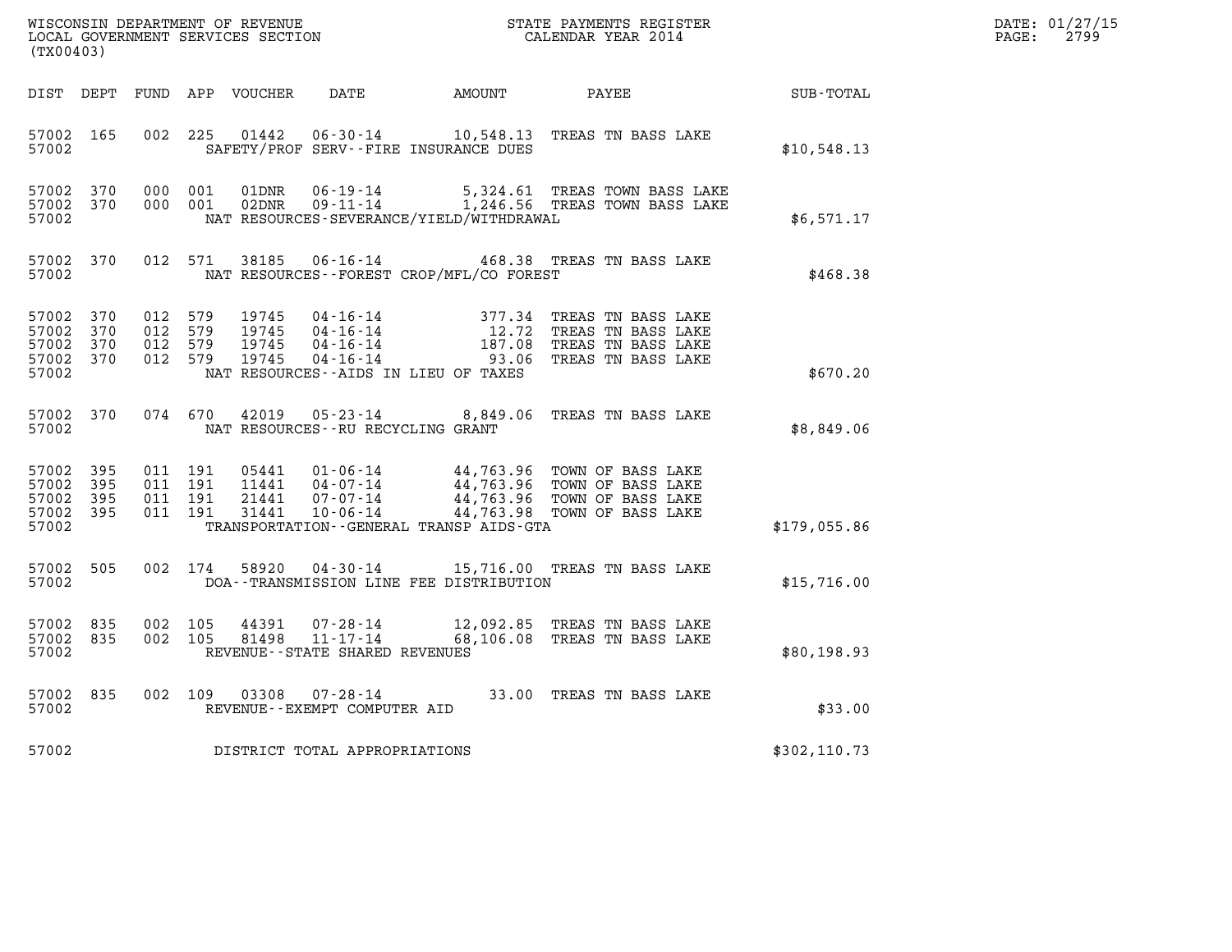WISCONSIN DEPARTMENT OF REVENUE
LOCAL GOVERNMENT SERVICES SECTION
(TX00403)

STATE PAYMENTS REGISTER
CALENDAR YEAR 2014

DATE: 01/27/15
PAGE: 2799

| DIST | DEPT | FUND | APP | VOUCHER | DATE | AMOUNT | PAYEE | SUB-TOTAL |
|---|---|---|---|---|---|---|---|---|
| 57002 | 165 | 002 | 225 | 01442 | 06-30-14 | 10,548.13 | TREAS TN BASS LAKE | |
| 57002 | | | | SAFETY/PROF SERV--FIRE INSURANCE DUES | | | | $10,548.13 |
| 57002 | 370 | 000 | 001 | 01DNR | 06-19-14 | 5,324.61 | TREAS TOWN BASS LAKE | |
| 57002 | 370 | 000 | 001 | 02DNR | 09-11-14 | 1,246.56 | TREAS TOWN BASS LAKE | |
| 57002 | | | | NAT RESOURCES-SEVERANCE/YIELD/WITHDRAWAL | | | | $6,571.17 |
| 57002 | 370 | 012 | 571 | 38185 | 06-16-14 | 468.38 | TREAS TN BASS LAKE | |
| 57002 | | | | NAT RESOURCES--FOREST CROP/MFL/CO FOREST | | | | $468.38 |
| 57002 | 370 | 012 | 579 | 19745 | 04-16-14 | 377.34 | TREAS TN BASS LAKE | |
| 57002 | 370 | 012 | 579 | 19745 | 04-16-14 | 12.72 | TREAS TN BASS LAKE | |
| 57002 | 370 | 012 | 579 | 19745 | 04-16-14 | 187.08 | TREAS TN BASS LAKE | |
| 57002 | 370 | 012 | 579 | 19745 | 04-16-14 | 93.06 | TREAS TN BASS LAKE | |
| 57002 | | | | NAT RESOURCES--AIDS IN LIEU OF TAXES | | | | $670.20 |
| 57002 | 370 | 074 | 670 | 42019 | 05-23-14 | 8,849.06 | TREAS TN BASS LAKE | |
| 57002 | | | | NAT RESOURCES--RU RECYCLING GRANT | | | | $8,849.06 |
| 57002 | 395 | 011 | 191 | 05441 | 01-06-14 | 44,763.96 | TOWN OF BASS LAKE | |
| 57002 | 395 | 011 | 191 | 11441 | 04-07-14 | 44,763.96 | TOWN OF BASS LAKE | |
| 57002 | 395 | 011 | 191 | 21441 | 07-07-14 | 44,763.96 | TOWN OF BASS LAKE | |
| 57002 | 395 | 011 | 191 | 31441 | 10-06-14 | 44,763.98 | TOWN OF BASS LAKE | |
| 57002 | | | | TRANSPORTATION--GENERAL TRANSP AIDS-GTA | | | | $179,055.86 |
| 57002 | 505 | 002 | 174 | 58920 | 04-30-14 | 15,716.00 | TREAS TN BASS LAKE | |
| 57002 | | | | DOA--TRANSMISSION LINE FEE DISTRIBUTION | | | | $15,716.00 |
| 57002 | 835 | 002 | 105 | 44391 | 07-28-14 | 12,092.85 | TREAS TN BASS LAKE | |
| 57002 | 835 | 002 | 105 | 81498 | 11-17-14 | 68,106.08 | TREAS TN BASS LAKE | |
| 57002 | | | | REVENUE--STATE SHARED REVENUES | | | | $80,198.93 |
| 57002 | 835 | 002 | 109 | 03308 | 07-28-14 | 33.00 | TREAS TN BASS LAKE | |
| 57002 | | | | REVENUE--EXEMPT COMPUTER AID | | | | $33.00 |
| 57002 | | | | DISTRICT TOTAL APPROPRIATIONS | | | | $302,110.73 |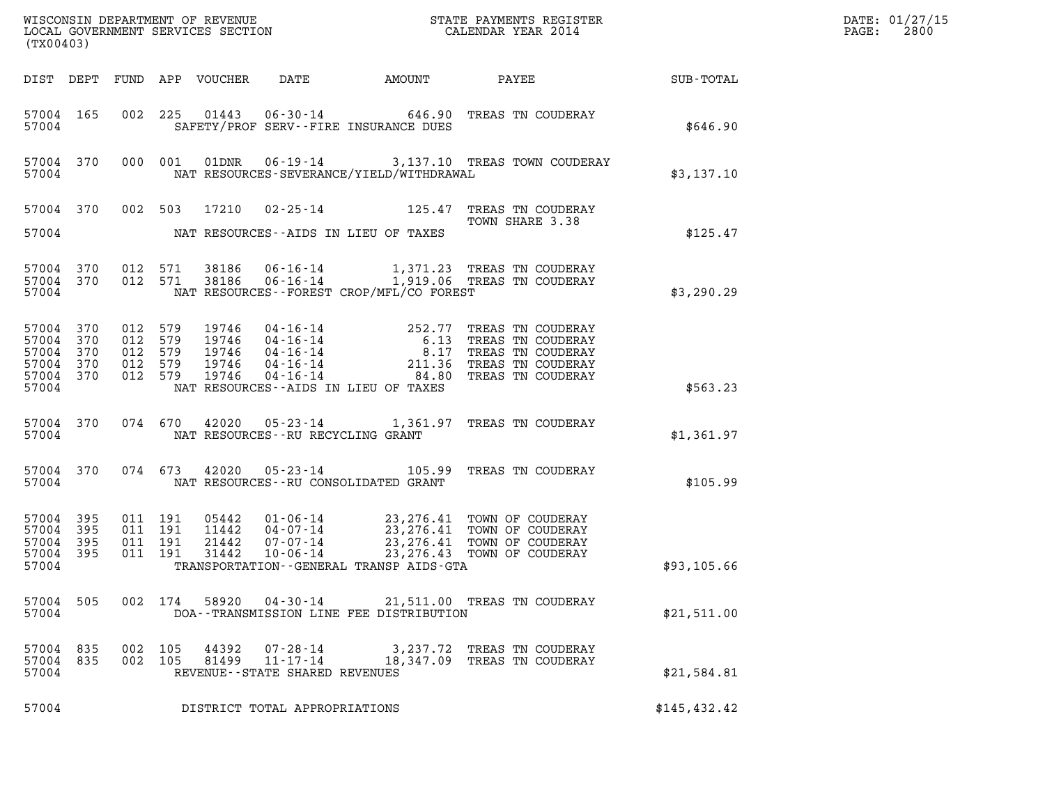WISCONSIN DEPARTMENT OF REVENUE
LOCAL GOVERNMENT SERVICES SECTION
(TX00403)

STATE PAYMENTS REGISTER
CALENDAR YEAR 2014

DATE: 01/27/15
PAGE: 2800

| DIST | DEPT | FUND | APP | VOUCHER | DATE | AMOUNT | PAYEE | SUB-TOTAL |
|---|---|---|---|---|---|---|---|---|
| 57004 | 165 | 002 | 225 | 01443 | 06-30-14 | 646.90 | TREAS TN COUDERAY | |
| 57004 | | | | | SAFETY/PROF SERV--FIRE INSURANCE DUES | | | $646.90 |
| 57004 | 370 | 000 | 001 | 01DNR | 06-19-14 | 3,137.10 | TREAS TOWN COUDERAY | |
| 57004 | | | | | NAT RESOURCES-SEVERANCE/YIELD/WITHDRAWAL | | | $3,137.10 |
| 57004 | 370 | 002 | 503 | 17210 | 02-25-14 | 125.47 | TREAS TN COUDERAY TOWN SHARE 3.38 | |
| 57004 | | | | | NAT RESOURCES--AIDS IN LIEU OF TAXES | | | $125.47 |
| 57004 | 370 | 012 | 571 | 38186 | 06-16-14 | 1,371.23 | TREAS TN COUDERAY | |
| 57004 | 370 | 012 | 571 | 38186 | 06-16-14 | 1,919.06 | TREAS TN COUDERAY | |
| 57004 | | | | | NAT RESOURCES--FOREST CROP/MFL/CO FOREST | | | $3,290.29 |
| 57004 | 370 | 012 | 579 | 19746 | 04-16-14 | 252.77 | TREAS TN COUDERAY | |
| 57004 | 370 | 012 | 579 | 19746 | 04-16-14 | 6.13 | TREAS TN COUDERAY | |
| 57004 | 370 | 012 | 579 | 19746 | 04-16-14 | 8.17 | TREAS TN COUDERAY | |
| 57004 | 370 | 012 | 579 | 19746 | 04-16-14 | 211.36 | TREAS TN COUDERAY | |
| 57004 | 370 | 012 | 579 | 19746 | 04-16-14 | 84.80 | TREAS TN COUDERAY | |
| 57004 | | | | | NAT RESOURCES--AIDS IN LIEU OF TAXES | | | $563.23 |
| 57004 | 370 | 074 | 670 | 42020 | 05-23-14 | 1,361.97 | TREAS TN COUDERAY | |
| 57004 | | | | | NAT RESOURCES--RU RECYCLING GRANT | | | $1,361.97 |
| 57004 | 370 | 074 | 673 | 42020 | 05-23-14 | 105.99 | TREAS TN COUDERAY | |
| 57004 | | | | | NAT RESOURCES--RU CONSOLIDATED GRANT | | | $105.99 |
| 57004 | 395 | 011 | 191 | 05442 | 01-06-14 | 23,276.41 | TOWN OF COUDERAY | |
| 57004 | 395 | 011 | 191 | 11442 | 04-07-14 | 23,276.41 | TOWN OF COUDERAY | |
| 57004 | 395 | 011 | 191 | 21442 | 07-07-14 | 23,276.41 | TOWN OF COUDERAY | |
| 57004 | 395 | 011 | 191 | 31442 | 10-06-14 | 23,276.43 | TOWN OF COUDERAY | |
| 57004 | | | | | TRANSPORTATION--GENERAL TRANSP AIDS-GTA | | | $93,105.66 |
| 57004 | 505 | 002 | 174 | 58920 | 04-30-14 | 21,511.00 | TREAS TN COUDERAY | |
| 57004 | | | | | DOA--TRANSMISSION LINE FEE DISTRIBUTION | | | $21,511.00 |
| 57004 | 835 | 002 | 105 | 44392 | 07-28-14 | 3,237.72 | TREAS TN COUDERAY | |
| 57004 | 835 | 002 | 105 | 81499 | 11-17-14 | 18,347.09 | TREAS TN COUDERAY | |
| 57004 | | | | | REVENUE--STATE SHARED REVENUES | | | $21,584.81 |
| 57004 | | | | | DISTRICT TOTAL APPROPRIATIONS | | | $145,432.42 |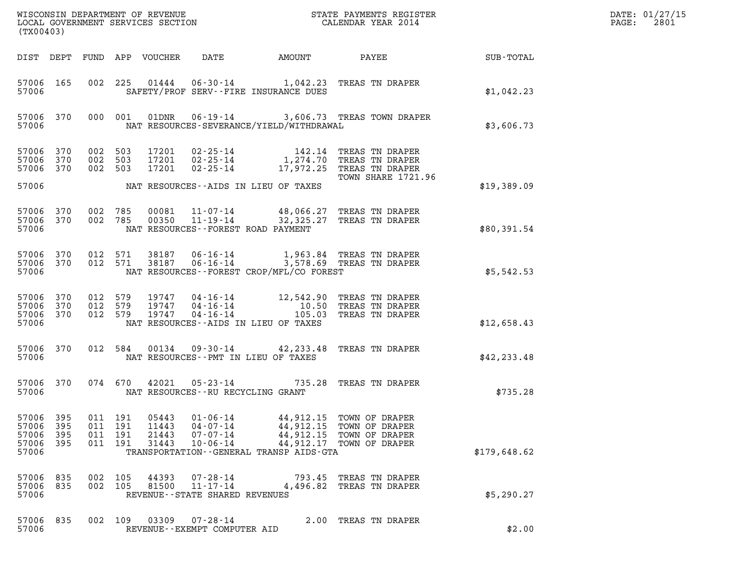WISCONSIN DEPARTMENT OF REVENUE
LOCAL GOVERNMENT SERVICES SECTION
(TX00403)

STATE PAYMENTS REGISTER
CALENDAR YEAR 2014

DATE: 01/27/15
PAGE: 2801

| DIST | DEPT | FUND | APP | VOUCHER | DATE | AMOUNT | PAYEE | SUB-TOTAL |
|---|---|---|---|---|---|---|---|---|
| 57006 | 165 | 002 | 225 | 01444 | 06-30-14 | 1,042.23 | TREAS TN DRAPER | |
| 57006 | | | | | SAFETY/PROF SERV--FIRE INSURANCE DUES | | | $1,042.23 |
| 57006 | 370 | 000 | 001 | 01DNR | 06-19-14 | 3,606.73 | TREAS TOWN DRAPER | |
| 57006 | | | | | NAT RESOURCES-SEVERANCE/YIELD/WITHDRAWAL | | | $3,606.73 |
| 57006 | 370 | 002 | 503 | 17201 | 02-25-14 | 142.14 | TREAS TN DRAPER | |
| 57006 | 370 | 002 | 503 | 17201 | 02-25-14 | 1,274.70 | TREAS TN DRAPER | |
| 57006 | 370 | 002 | 503 | 17201 | 02-25-14 | 17,972.25 | TREAS TN DRAPER TOWN SHARE 1721.96 | |
| 57006 | | | | | NAT RESOURCES--AIDS IN LIEU OF TAXES | | | $19,389.09 |
| 57006 | 370 | 002 | 785 | 00081 | 11-07-14 | 48,066.27 | TREAS TN DRAPER | |
| 57006 | 370 | 002 | 785 | 00350 | 11-19-14 | 32,325.27 | TREAS TN DRAPER | |
| 57006 | | | | | NAT RESOURCES--FOREST ROAD PAYMENT | | | $80,391.54 |
| 57006 | 370 | 012 | 571 | 38187 | 06-16-14 | 1,963.84 | TREAS TN DRAPER | |
| 57006 | 370 | 012 | 571 | 38187 | 06-16-14 | 3,578.69 | TREAS TN DRAPER | |
| 57006 | | | | | NAT RESOURCES--FOREST CROP/MFL/CO FOREST | | | $5,542.53 |
| 57006 | 370 | 012 | 579 | 19747 | 04-16-14 | 12,542.90 | TREAS TN DRAPER | |
| 57006 | 370 | 012 | 579 | 19747 | 04-16-14 | 10.50 | TREAS TN DRAPER | |
| 57006 | 370 | 012 | 579 | 19747 | 04-16-14 | 105.03 | TREAS TN DRAPER | |
| 57006 | | | | | NAT RESOURCES--AIDS IN LIEU OF TAXES | | | $12,658.43 |
| 57006 | 370 | 012 | 584 | 00134 | 09-30-14 | 42,233.48 | TREAS TN DRAPER | |
| 57006 | | | | | NAT RESOURCES--PMT IN LIEU OF TAXES | | | $42,233.48 |
| 57006 | 370 | 074 | 670 | 42021 | 05-23-14 | 735.28 | TREAS TN DRAPER | |
| 57006 | | | | | NAT RESOURCES--RU RECYCLING GRANT | | | $735.28 |
| 57006 | 395 | 011 | 191 | 05443 | 01-06-14 | 44,912.15 | TOWN OF DRAPER | |
| 57006 | 395 | 011 | 191 | 11443 | 04-07-14 | 44,912.15 | TOWN OF DRAPER | |
| 57006 | 395 | 011 | 191 | 21443 | 07-07-14 | 44,912.15 | TOWN OF DRAPER | |
| 57006 | 395 | 011 | 191 | 31443 | 10-06-14 | 44,912.17 | TOWN OF DRAPER | |
| 57006 | | | | | TRANSPORTATION--GENERAL TRANSP AIDS-GTA | | | $179,648.62 |
| 57006 | 835 | 002 | 105 | 44393 | 07-28-14 | 793.45 | TREAS TN DRAPER | |
| 57006 | 835 | 002 | 105 | 81500 | 11-17-14 | 4,496.82 | TREAS TN DRAPER | |
| 57006 | | | | | REVENUE--STATE SHARED REVENUES | | | $5,290.27 |
| 57006 | 835 | 002 | 109 | 03309 | 07-28-14 | 2.00 | TREAS TN DRAPER | |
| 57006 | | | | | REVENUE--EXEMPT COMPUTER AID | | | $2.00 |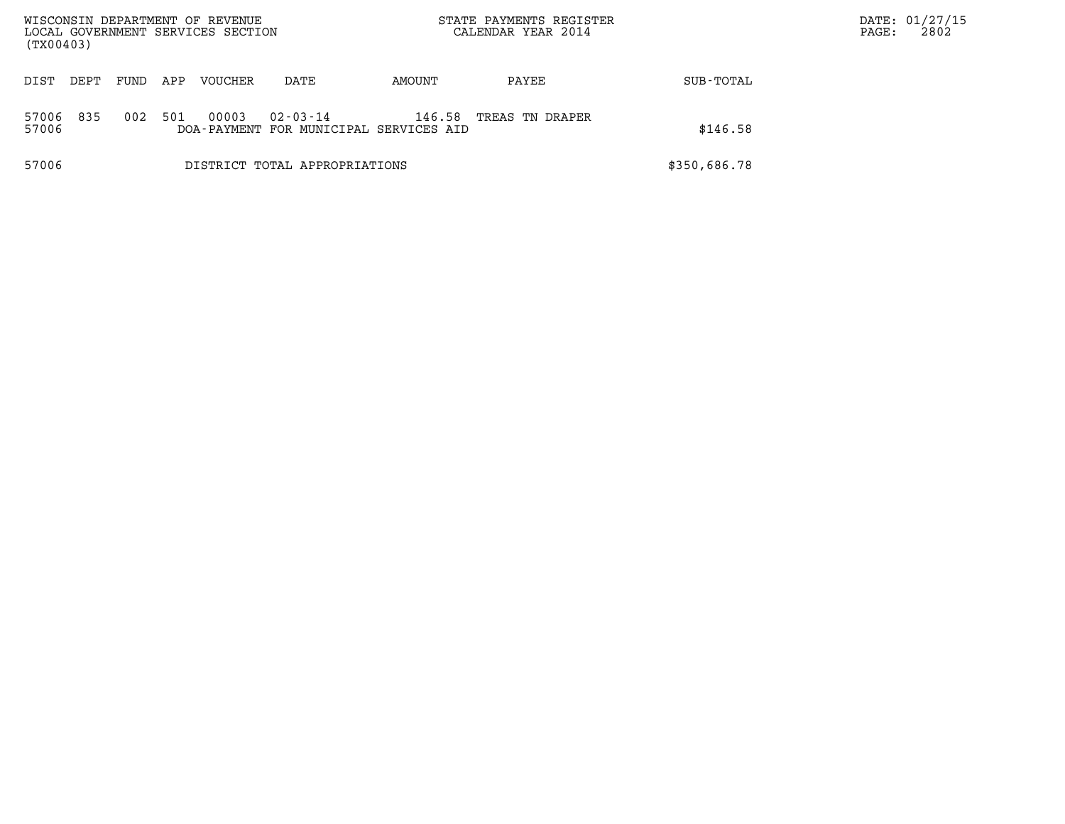WISCONSIN DEPARTMENT OF REVENUE
LOCAL GOVERNMENT SERVICES SECTION
(TX00403)

STATE PAYMENTS REGISTER
CALENDAR YEAR 2014

DATE: 01/27/15
PAGE: 2802

| DIST | DEPT | FUND | APP | VOUCHER | DATE | AMOUNT | PAYEE | SUB-TOTAL |
|---|---|---|---|---|---|---|---|---|
| 57006 | 835 | 002 | 501 | 00003 | 02-03-14 | 146.58 | TREAS TN DRAPER | |
| 57006 | | | | DOA-PAYMENT FOR MUNICIPAL SERVICES AID | | | | $146.58 |
| 57006 | | | | DISTRICT TOTAL APPROPRIATIONS | | | | $350,686.78 |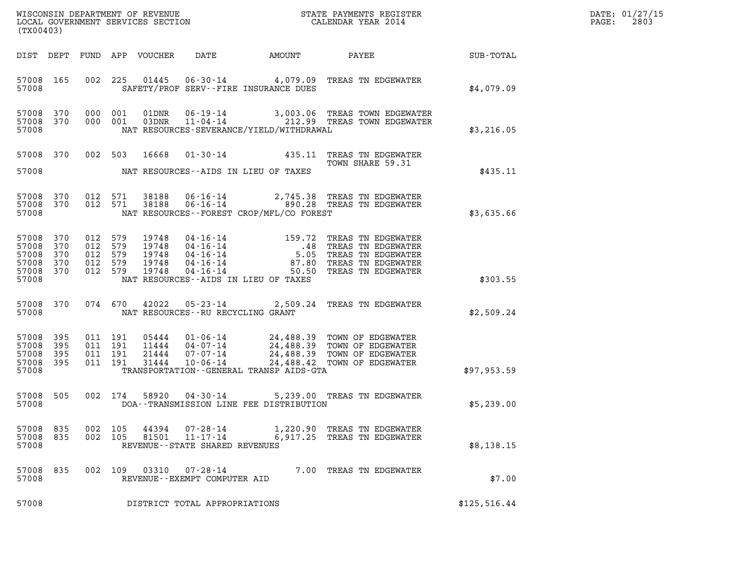WISCONSIN DEPARTMENT OF REVENUE
LOCAL GOVERNMENT SERVICES SECTION
(TX00403)

STATE PAYMENTS REGISTER
CALENDAR YEAR 2014

DATE: 01/27/15
PAGE: 2803

| DIST | DEPT | FUND | APP | VOUCHER | DATE | AMOUNT | PAYEE | SUB-TOTAL |
|---|---|---|---|---|---|---|---|---|
| 57008 | 165 | 002 | 225 | 01445 | 06-30-14 | 4,079.09 | TREAS TN EDGEWATER | |
| 57008 | | | | | SAFETY/PROF SERV--FIRE INSURANCE DUES | | | $4,079.09 |
| 57008 | 370 | 000 | 001 | 01DNR | 06-19-14 | 3,003.06 | TREAS TOWN EDGEWATER | |
| 57008 | 370 | 000 | 001 | 03DNR | 11-04-14 | 212.99 | TREAS TOWN EDGEWATER | |
| 57008 | | | | | NAT RESOURCES-SEVERANCE/YIELD/WITHDRAWAL | | | $3,216.05 |
| 57008 | 370 | 002 | 503 | 16668 | 01-30-14 | 435.11 | TREAS TN EDGEWATER TOWN SHARE 59.31 | |
| 57008 | | | | | NAT RESOURCES--AIDS IN LIEU OF TAXES | | | $435.11 |
| 57008 | 370 | 012 | 571 | 38188 | 06-16-14 | 2,745.38 | TREAS TN EDGEWATER | |
| 57008 | 370 | 012 | 571 | 38188 | 06-16-14 | 890.28 | TREAS TN EDGEWATER | |
| 57008 | | | | | NAT RESOURCES--FOREST CROP/MFL/CO FOREST | | | $3,635.66 |
| 57008 | 370 | 012 | 579 | 19748 | 04-16-14 | 159.72 | TREAS TN EDGEWATER | |
| 57008 | 370 | 012 | 579 | 19748 | 04-16-14 | .48 | TREAS TN EDGEWATER | |
| 57008 | 370 | 012 | 579 | 19748 | 04-16-14 | 5.05 | TREAS TN EDGEWATER | |
| 57008 | 370 | 012 | 579 | 19748 | 04-16-14 | 87.80 | TREAS TN EDGEWATER | |
| 57008 | 370 | 012 | 579 | 19748 | 04-16-14 | 50.50 | TREAS TN EDGEWATER | |
| 57008 | | | | | NAT RESOURCES--AIDS IN LIEU OF TAXES | | | $303.55 |
| 57008 | 370 | 074 | 670 | 42022 | 05-23-14 | 2,509.24 | TREAS TN EDGEWATER | |
| 57008 | | | | | NAT RESOURCES--RU RECYCLING GRANT | | | $2,509.24 |
| 57008 | 395 | 011 | 191 | 05444 | 01-06-14 | 24,488.39 | TOWN OF EDGEWATER | |
| 57008 | 395 | 011 | 191 | 11444 | 04-07-14 | 24,488.39 | TOWN OF EDGEWATER | |
| 57008 | 395 | 011 | 191 | 21444 | 07-07-14 | 24,488.39 | TOWN OF EDGEWATER | |
| 57008 | 395 | 011 | 191 | 31444 | 10-06-14 | 24,488.42 | TOWN OF EDGEWATER | |
| 57008 | | | | | TRANSPORTATION--GENERAL TRANSP AIDS-GTA | | | $97,953.59 |
| 57008 | 505 | 002 | 174 | 58920 | 04-30-14 | 5,239.00 | TREAS TN EDGEWATER | |
| 57008 | | | | | DOA--TRANSMISSION LINE FEE DISTRIBUTION | | | $5,239.00 |
| 57008 | 835 | 002 | 105 | 44394 | 07-28-14 | 1,220.90 | TREAS TN EDGEWATER | |
| 57008 | 835 | 002 | 105 | 81501 | 11-17-14 | 6,917.25 | TREAS TN EDGEWATER | |
| 57008 | | | | | REVENUE--STATE SHARED REVENUES | | | $8,138.15 |
| 57008 | 835 | 002 | 109 | 03310 | 07-28-14 | 7.00 | TREAS TN EDGEWATER | |
| 57008 | | | | | REVENUE--EXEMPT COMPUTER AID | | | $7.00 |
| 57008 | | | | | DISTRICT TOTAL APPROPRIATIONS | | | $125,516.44 |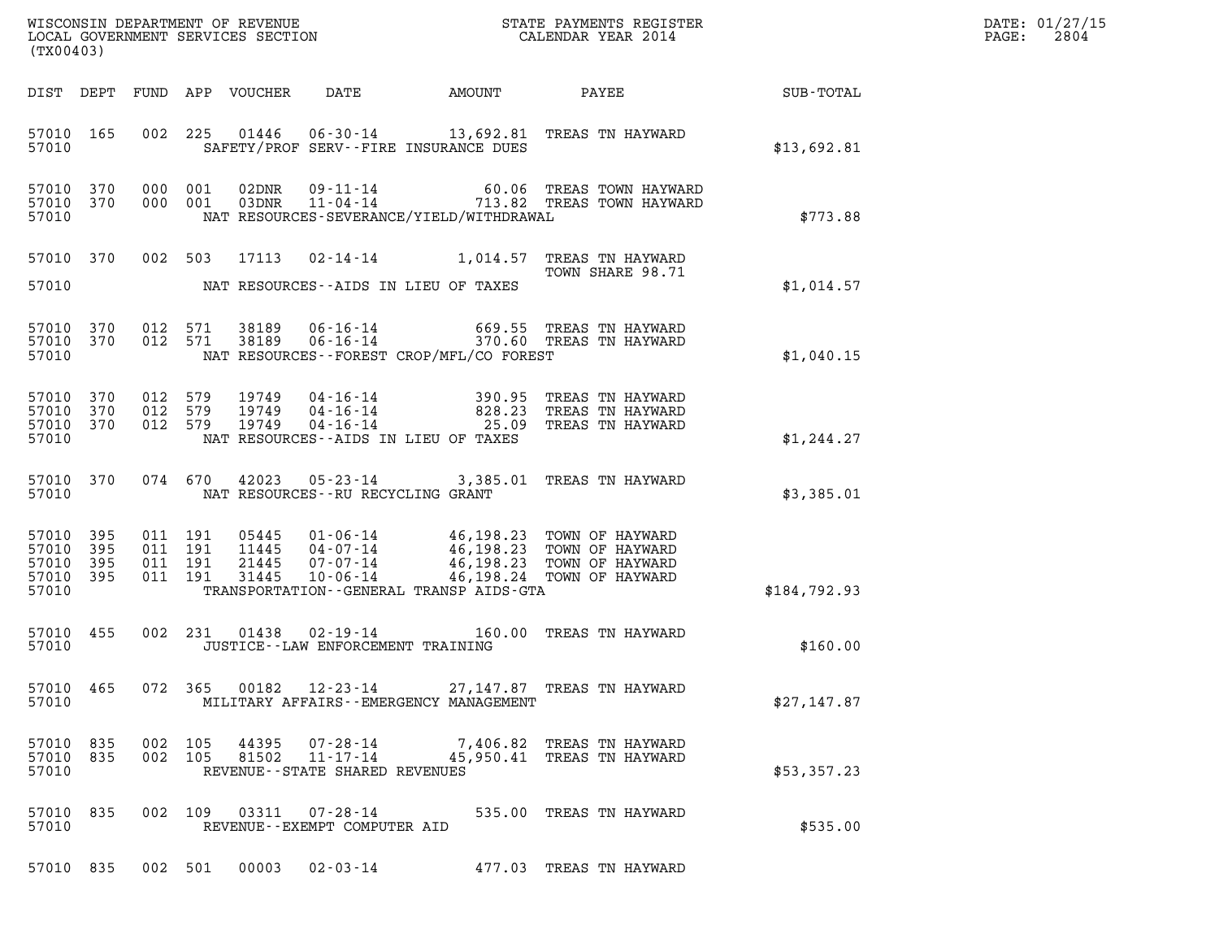WISCONSIN DEPARTMENT OF REVENUE
LOCAL GOVERNMENT SERVICES SECTION
(TX00403)

STATE PAYMENTS REGISTER
CALENDAR YEAR 2014

DATE: 01/27/15
PAGE: 2804

| DIST | DEPT | FUND | APP | VOUCHER | DATE | AMOUNT | PAYEE | SUB-TOTAL |
|---|---|---|---|---|---|---|---|---|
| 57010 | 165 | 002 | 225 | 01446 | 06-30-14 | 13,692.81 | TREAS TN HAYWARD | |
| 57010 | | | | SAFETY/PROF SERV--FIRE INSURANCE DUES | | | | $13,692.81 |
| 57010 | 370 | 000 | 001 | 02DNR | 09-11-14 | 60.06 | TREAS TOWN HAYWARD | |
| 57010 | 370 | 000 | 001 | 03DNR | 11-04-14 | 713.82 | TREAS TOWN HAYWARD | |
| 57010 | | | | NAT RESOURCES-SEVERANCE/YIELD/WITHDRAWAL | | | | $773.88 |
| 57010 | 370 | 002 | 503 | 17113 | 02-14-14 | 1,014.57 | TREAS TN HAYWARD TOWN SHARE 98.71 | |
| 57010 | | | | NAT RESOURCES--AIDS IN LIEU OF TAXES | | | | $1,014.57 |
| 57010 | 370 | 012 | 571 | 38189 | 06-16-14 | 669.55 | TREAS TN HAYWARD | |
| 57010 | 370 | 012 | 571 | 38189 | 06-16-14 | 370.60 | TREAS TN HAYWARD | |
| 57010 | | | | NAT RESOURCES--FOREST CROP/MFL/CO FOREST | | | | $1,040.15 |
| 57010 | 370 | 012 | 579 | 19749 | 04-16-14 | 390.95 | TREAS TN HAYWARD | |
| 57010 | 370 | 012 | 579 | 19749 | 04-16-14 | 828.23 | TREAS TN HAYWARD | |
| 57010 | 370 | 012 | 579 | 19749 | 04-16-14 | 25.09 | TREAS TN HAYWARD | |
| 57010 | | | | NAT RESOURCES--AIDS IN LIEU OF TAXES | | | | $1,244.27 |
| 57010 | 370 | 074 | 670 | 42023 | 05-23-14 | 3,385.01 | TREAS TN HAYWARD | |
| 57010 | | | | NAT RESOURCES--RU RECYCLING GRANT | | | | $3,385.01 |
| 57010 | 395 | 011 | 191 | 05445 | 01-06-14 | 46,198.23 | TOWN OF HAYWARD | |
| 57010 | 395 | 011 | 191 | 11445 | 04-07-14 | 46,198.23 | TOWN OF HAYWARD | |
| 57010 | 395 | 011 | 191 | 21445 | 07-07-14 | 46,198.23 | TOWN OF HAYWARD | |
| 57010 | 395 | 011 | 191 | 31445 | 10-06-14 | 46,198.24 | TOWN OF HAYWARD | |
| 57010 | | | | TRANSPORTATION--GENERAL TRANSP AIDS-GTA | | | | $184,792.93 |
| 57010 | 455 | 002 | 231 | 01438 | 02-19-14 | 160.00 | TREAS TN HAYWARD | |
| 57010 | | | | JUSTICE--LAW ENFORCEMENT TRAINING | | | | $160.00 |
| 57010 | 465 | 072 | 365 | 00182 | 12-23-14 | 27,147.87 | TREAS TN HAYWARD | |
| 57010 | | | | MILITARY AFFAIRS--EMERGENCY MANAGEMENT | | | | $27,147.87 |
| 57010 | 835 | 002 | 105 | 44395 | 07-28-14 | 7,406.82 | TREAS TN HAYWARD | |
| 57010 | 835 | 002 | 105 | 81502 | 11-17-14 | 45,950.41 | TREAS TN HAYWARD | |
| 57010 | | | | REVENUE--STATE SHARED REVENUES | | | | $53,357.23 |
| 57010 | 835 | 002 | 109 | 03311 | 07-28-14 | 535.00 | TREAS TN HAYWARD | |
| 57010 | | | | REVENUE--EXEMPT COMPUTER AID | | | | $535.00 |
| 57010 | 835 | 002 | 501 | 00003 | 02-03-14 | 477.03 | TREAS TN HAYWARD | |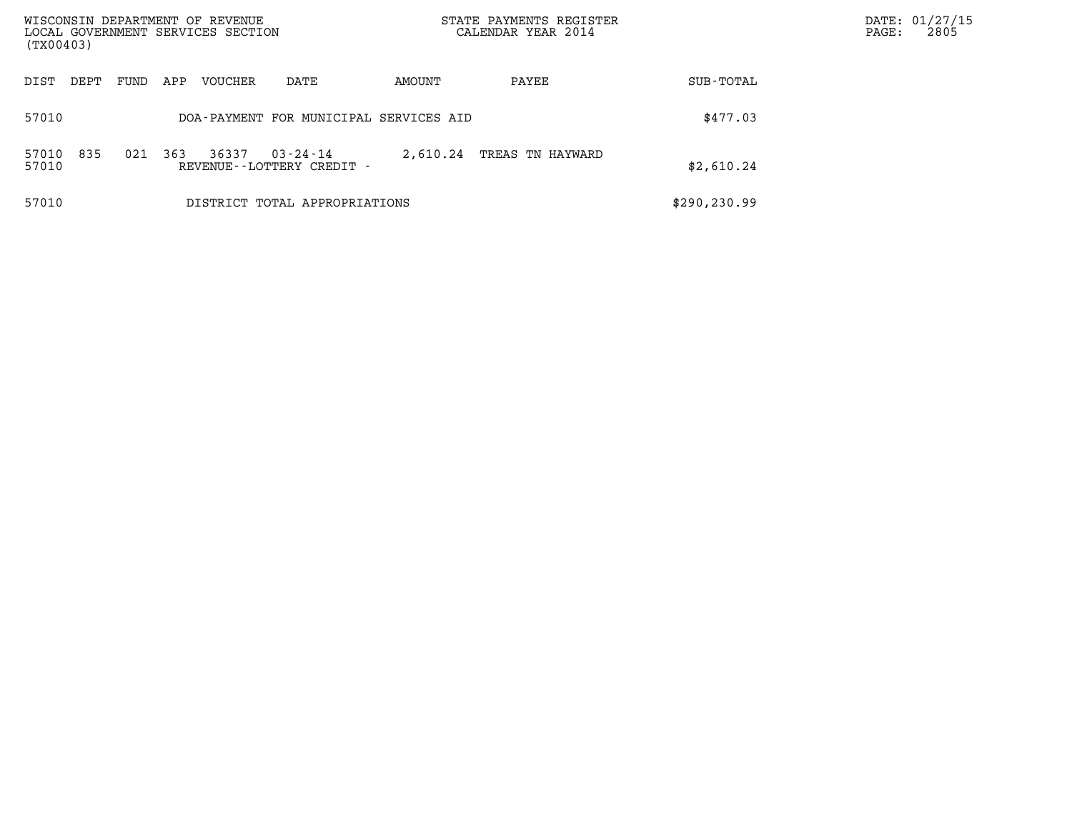| DIST | DEPT | FUND | APP | VOUCHER | DATE | AMOUNT | PAYEE | SUB-TOTAL |
|---|---|---|---|---|---|---|---|---|
| 57010 | | | | DOA-PAYMENT FOR MUNICIPAL SERVICES AID | | | | $477.03 |
| 57010 | 835 | 021 | 363 | 36337 | 03-24-14 | 2,610.24 | TREAS TN HAYWARD | |
| 57010 | | | | REVENUE--LOTTERY CREDIT - | | | | $2,610.24 |
| 57010 | | | | DISTRICT TOTAL APPROPRIATIONS | | | | $290,230.99 |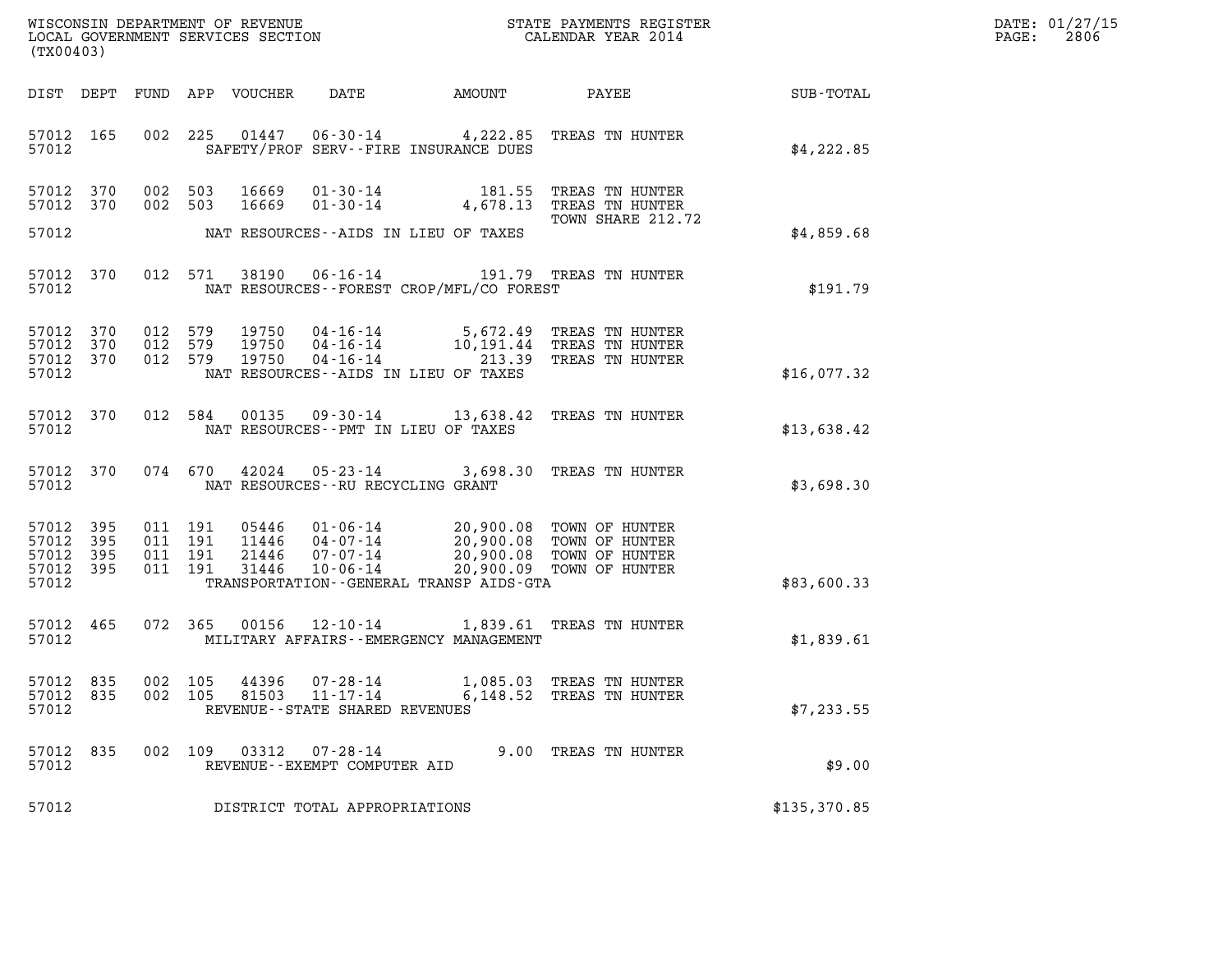WISCONSIN DEPARTMENT OF REVENUE
LOCAL GOVERNMENT SERVICES SECTION
(TX00403)

STATE PAYMENTS REGISTER
CALENDAR YEAR 2014

| DIST | DEPT | FUND | APP | VOUCHER | DATE | AMOUNT | PAYEE | SUB-TOTAL |
|---|---|---|---|---|---|---|---|---|
| 57012 | 165 | 002 | 225 | 01447 | 06-30-14 | 4,222.85 | TREAS TN HUNTER | |
| 57012 | | | | | SAFETY/PROF SERV--FIRE INSURANCE DUES | | | $4,222.85 |
| 57012 | 370 | 002 | 503 | 16669 | 01-30-14 | 181.55 | TREAS TN HUNTER | |
| 57012 | 370 | 002 | 503 | 16669 | 01-30-14 | 4,678.13 | TREAS TN HUNTER TOWN SHARE 212.72 | |
| 57012 | | | | | NAT RESOURCES--AIDS IN LIEU OF TAXES | | | $4,859.68 |
| 57012 | 370 | 012 | 571 | 38190 | 06-16-14 | 191.79 | TREAS TN HUNTER | |
| 57012 | | | | | NAT RESOURCES--FOREST CROP/MFL/CO FOREST | | | $191.79 |
| 57012 | 370 | 012 | 579 | 19750 | 04-16-14 | 5,672.49 | TREAS TN HUNTER | |
| 57012 | 370 | 012 | 579 | 19750 | 04-16-14 | 10,191.44 | TREAS TN HUNTER | |
| 57012 | 370 | 012 | 579 | 19750 | 04-16-14 | 213.39 | TREAS TN HUNTER | |
| 57012 | | | | | NAT RESOURCES--AIDS IN LIEU OF TAXES | | | $16,077.32 |
| 57012 | 370 | 012 | 584 | 00135 | 09-30-14 | 13,638.42 | TREAS TN HUNTER | |
| 57012 | | | | | NAT RESOURCES--PMT IN LIEU OF TAXES | | | $13,638.42 |
| 57012 | 370 | 074 | 670 | 42024 | 05-23-14 | 3,698.30 | TREAS TN HUNTER | |
| 57012 | | | | | NAT RESOURCES--RU RECYCLING GRANT | | | $3,698.30 |
| 57012 | 395 | 011 | 191 | 05446 | 01-06-14 | 20,900.08 | TOWN OF HUNTER | |
| 57012 | 395 | 011 | 191 | 11446 | 04-07-14 | 20,900.08 | TOWN OF HUNTER | |
| 57012 | 395 | 011 | 191 | 21446 | 07-07-14 | 20,900.08 | TOWN OF HUNTER | |
| 57012 | 395 | 011 | 191 | 31446 | 10-06-14 | 20,900.09 | TOWN OF HUNTER | |
| 57012 | | | | | TRANSPORTATION--GENERAL TRANSP AIDS-GTA | | | $83,600.33 |
| 57012 | 465 | 072 | 365 | 00156 | 12-10-14 | 1,839.61 | TREAS TN HUNTER | |
| 57012 | | | | | MILITARY AFFAIRS--EMERGENCY MANAGEMENT | | | $1,839.61 |
| 57012 | 835 | 002 | 105 | 44396 | 07-28-14 | 1,085.03 | TREAS TN HUNTER | |
| 57012 | 835 | 002 | 105 | 81503 | 11-17-14 | 6,148.52 | TREAS TN HUNTER | |
| 57012 | | | | | REVENUE--STATE SHARED REVENUES | | | $7,233.55 |
| 57012 | 835 | 002 | 109 | 03312 | 07-28-14 | 9.00 | TREAS TN HUNTER | |
| 57012 | | | | | REVENUE--EXEMPT COMPUTER AID | | | $9.00 |
| 57012 | | | | | DISTRICT TOTAL APPROPRIATIONS | | | $135,370.85 |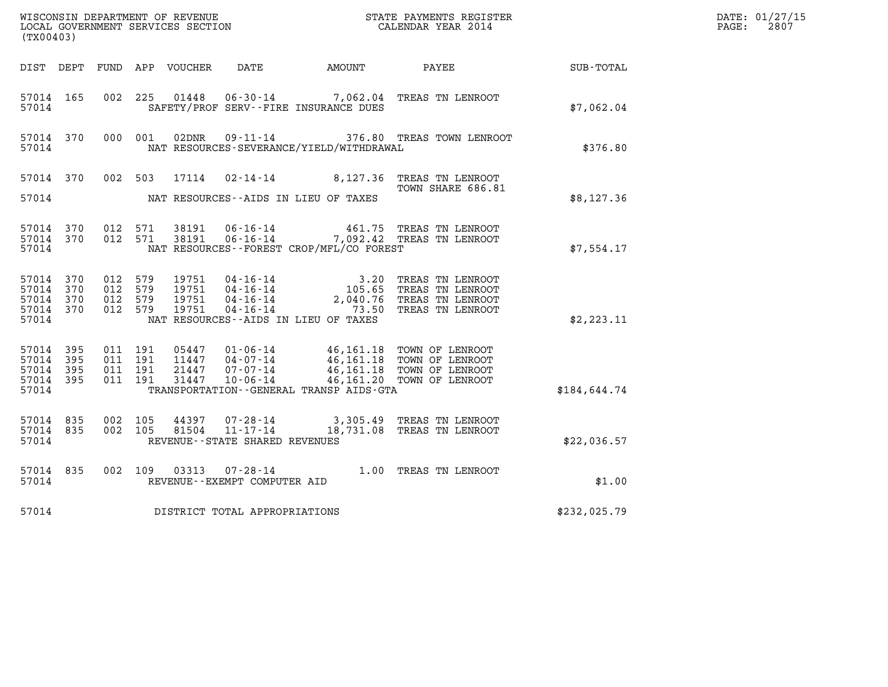WISCONSIN DEPARTMENT OF REVENUE
LOCAL GOVERNMENT SERVICES SECTION
(TX00403)

STATE PAYMENTS REGISTER
CALENDAR YEAR 2014

DATE: 01/27/15
PAGE: 2807

| DIST | DEPT | FUND | APP | VOUCHER | DATE | AMOUNT | PAYEE | SUB-TOTAL |
|---|---|---|---|---|---|---|---|---|
| 57014 | 165 | 002 | 225 | 01448 | 06-30-14 | 7,062.04 | TREAS TN LENROOT | |
| 57014 | | | | SAFETY/PROF SERV--FIRE INSURANCE DUES | | | | $7,062.04 |
| 57014 | 370 | 000 | 001 | 02DNR | 09-11-14 | 376.80 | TREAS TOWN LENROOT | |
| 57014 | | | | NAT RESOURCES-SEVERANCE/YIELD/WITHDRAWAL | | | | $376.80 |
| 57014 | 370 | 002 | 503 | 17114 | 02-14-14 | 8,127.36 | TREAS TN LENROOT TOWN SHARE 686.81 | |
| 57014 | | | | NAT RESOURCES--AIDS IN LIEU OF TAXES | | | | $8,127.36 |
| 57014 | 370 | 012 | 571 | 38191 | 06-16-14 | 461.75 | TREAS TN LENROOT | |
| 57014 | 370 | 012 | 571 | 38191 | 06-16-14 | 7,092.42 | TREAS TN LENROOT | |
| 57014 | | | | NAT RESOURCES--FOREST CROP/MFL/CO FOREST | | | | $7,554.17 |
| 57014 | 370 | 012 | 579 | 19751 | 04-16-14 | 3.20 | TREAS TN LENROOT | |
| 57014 | 370 | 012 | 579 | 19751 | 04-16-14 | 105.65 | TREAS TN LENROOT | |
| 57014 | 370 | 012 | 579 | 19751 | 04-16-14 | 2,040.76 | TREAS TN LENROOT | |
| 57014 | 370 | 012 | 579 | 19751 | 04-16-14 | 73.50 | TREAS TN LENROOT | |
| 57014 | | | | NAT RESOURCES--AIDS IN LIEU OF TAXES | | | | $2,223.11 |
| 57014 | 395 | 011 | 191 | 05447 | 01-06-14 | 46,161.18 | TOWN OF LENROOT | |
| 57014 | 395 | 011 | 191 | 11447 | 04-07-14 | 46,161.18 | TOWN OF LENROOT | |
| 57014 | 395 | 011 | 191 | 21447 | 07-07-14 | 46,161.18 | TOWN OF LENROOT | |
| 57014 | 395 | 011 | 191 | 31447 | 10-06-14 | 46,161.20 | TOWN OF LENROOT | |
| 57014 | | | | TRANSPORTATION--GENERAL TRANSP AIDS-GTA | | | | $184,644.74 |
| 57014 | 835 | 002 | 105 | 44397 | 07-28-14 | 3,305.49 | TREAS TN LENROOT | |
| 57014 | 835 | 002 | 105 | 81504 | 11-17-14 | 18,731.08 | TREAS TN LENROOT | |
| 57014 | | | | REVENUE--STATE SHARED REVENUES | | | | $22,036.57 |
| 57014 | 835 | 002 | 109 | 03313 | 07-28-14 | 1.00 | TREAS TN LENROOT | |
| 57014 | | | | REVENUE--EXEMPT COMPUTER AID | | | | $1.00 |
| 57014 | | | | DISTRICT TOTAL APPROPRIATIONS | | | | $232,025.79 |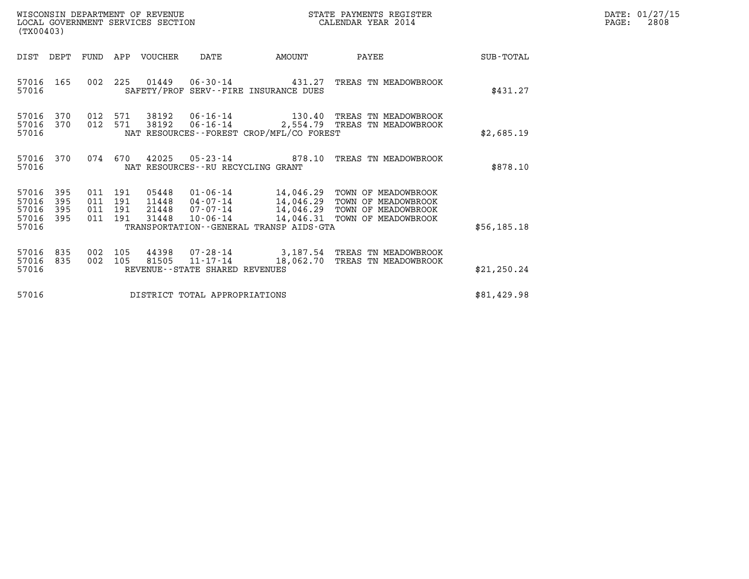WISCONSIN DEPARTMENT OF REVENUE
LOCAL GOVERNMENT SERVICES SECTION
(TX00403)

STATE PAYMENTS REGISTER
CALENDAR YEAR 2014

DATE: 01/27/15

| DIST | DEPT | FUND | APP | VOUCHER | DATE | AMOUNT | PAYEE | SUB-TOTAL |
|---|---|---|---|---|---|---|---|---|
| 57016 | 165 | 002 | 225 | 01449 | 06-30-14 | 431.27 | TREAS TN MEADOWBROOK | |
| 57016 | | | | | SAFETY/PROF SERV--FIRE INSURANCE DUES | | | $431.27 |
| 57016 | 370 | 012 | 571 | 38192 | 06-16-14 | 130.40 | TREAS TN MEADOWBROOK | |
| 57016 | 370 | 012 | 571 | 38192 | 06-16-14 | 2,554.79 | TREAS TN MEADOWBROOK | |
| 57016 | | | | | NAT RESOURCES--FOREST CROP/MFL/CO FOREST | | | $2,685.19 |
| 57016 | 370 | 074 | 670 | 42025 | 05-23-14 | 878.10 | TREAS TN MEADOWBROOK | |
| 57016 | | | | | NAT RESOURCES--RU RECYCLING GRANT | | | $878.10 |
| 57016 | 395 | 011 | 191 | 05448 | 01-06-14 | 14,046.29 | TOWN OF MEADOWBROOK | |
| 57016 | 395 | 011 | 191 | 11448 | 04-07-14 | 14,046.29 | TOWN OF MEADOWBROOK | |
| 57016 | 395 | 011 | 191 | 21448 | 07-07-14 | 14,046.29 | TOWN OF MEADOWBROOK | |
| 57016 | 395 | 011 | 191 | 31448 | 10-06-14 | 14,046.31 | TOWN OF MEADOWBROOK | |
| 57016 | | | | | TRANSPORTATION--GENERAL TRANSP AIDS-GTA | | | $56,185.18 |
| 57016 | 835 | 002 | 105 | 44398 | 07-28-14 | 3,187.54 | TREAS TN MEADOWBROOK | |
| 57016 | 835 | 002 | 105 | 81505 | 11-17-14 | 18,062.70 | TREAS TN MEADOWBROOK | |
| 57016 | | | | | REVENUE--STATE SHARED REVENUES | | | $21,250.24 |
| 57016 | | | | | DISTRICT TOTAL APPROPRIATIONS | | | $81,429.98 |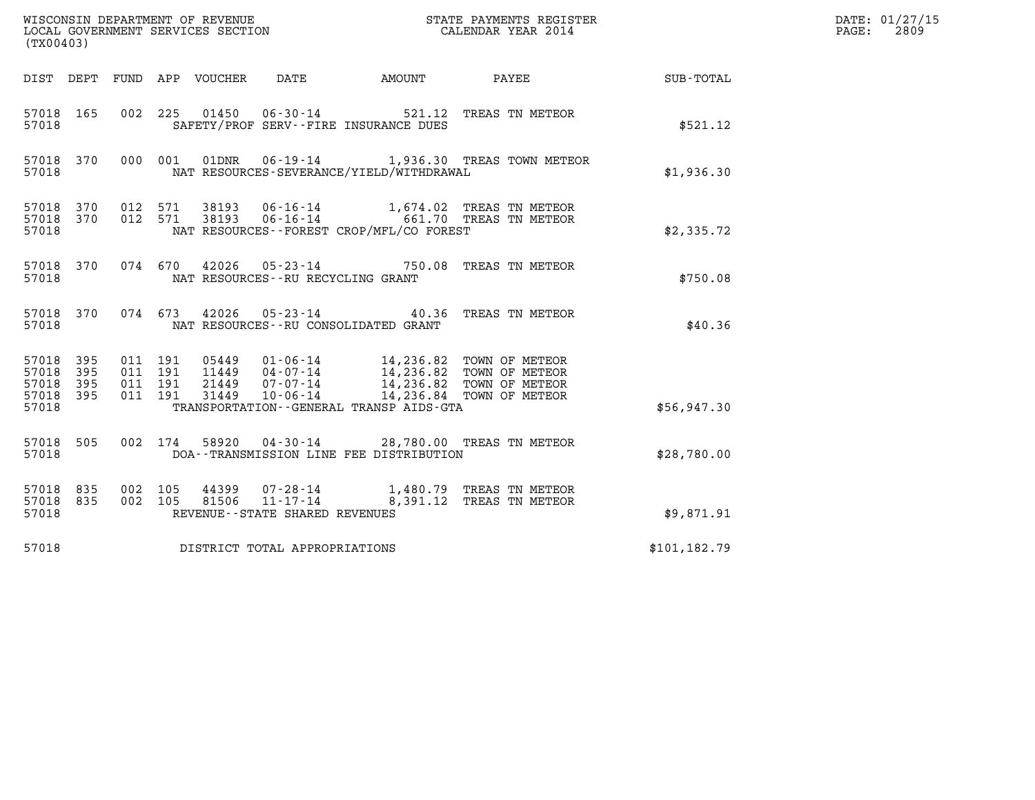WISCONSIN DEPARTMENT OF REVENUE
LOCAL GOVERNMENT SERVICES SECTION
(TX00403)

STATE PAYMENTS REGISTER
CALENDAR YEAR 2014

DATE: 01/27/15
PAGE: 2809

| DIST | DEPT | FUND | APP | VOUCHER | DATE | AMOUNT | PAYEE | SUB-TOTAL |
|---|---|---|---|---|---|---|---|---|
| 57018 | 165 | 002 | 225 | 01450 | 06-30-14 | 521.12 | TREAS TN METEOR | |
| 57018 | | | | | SAFETY/PROF SERV--FIRE INSURANCE DUES | | | $521.12 |
| 57018 | 370 | 000 | 001 | 01DNR | 06-19-14 | 1,936.30 | TREAS TOWN METEOR | |
| 57018 | | | | | NAT RESOURCES-SEVERANCE/YIELD/WITHDRAWAL | | | $1,936.30 |
| 57018 | 370 | 012 | 571 | 38193 | 06-16-14 | 1,674.02 | TREAS TN METEOR | |
| 57018 | 370 | 012 | 571 | 38193 | 06-16-14 | 661.70 | TREAS TN METEOR | |
| 57018 | | | | | NAT RESOURCES--FOREST CROP/MFL/CO FOREST | | | $2,335.72 |
| 57018 | 370 | 074 | 670 | 42026 | 05-23-14 | 750.08 | TREAS TN METEOR | |
| 57018 | | | | | NAT RESOURCES--RU RECYCLING GRANT | | | $750.08 |
| 57018 | 370 | 074 | 673 | 42026 | 05-23-14 | 40.36 | TREAS TN METEOR | |
| 57018 | | | | | NAT RESOURCES--RU CONSOLIDATED GRANT | | | $40.36 |
| 57018 | 395 | 011 | 191 | 05449 | 01-06-14 | 14,236.82 | TOWN OF METEOR | |
| 57018 | 395 | 011 | 191 | 11449 | 04-07-14 | 14,236.82 | TOWN OF METEOR | |
| 57018 | 395 | 011 | 191 | 21449 | 07-07-14 | 14,236.82 | TOWN OF METEOR | |
| 57018 | 395 | 011 | 191 | 31449 | 10-06-14 | 14,236.84 | TOWN OF METEOR | |
| 57018 | | | | | TRANSPORTATION--GENERAL TRANSP AIDS-GTA | | | $56,947.30 |
| 57018 | 505 | 002 | 174 | 58920 | 04-30-14 | 28,780.00 | TREAS TN METEOR | |
| 57018 | | | | | DOA--TRANSMISSION LINE FEE DISTRIBUTION | | | $28,780.00 |
| 57018 | 835 | 002 | 105 | 44399 | 07-28-14 | 1,480.79 | TREAS TN METEOR | |
| 57018 | 835 | 002 | 105 | 81506 | 11-17-14 | 8,391.12 | TREAS TN METEOR | |
| 57018 | | | | | REVENUE--STATE SHARED REVENUES | | | $9,871.91 |
| 57018 | | | | | DISTRICT TOTAL APPROPRIATIONS | | | $101,182.79 |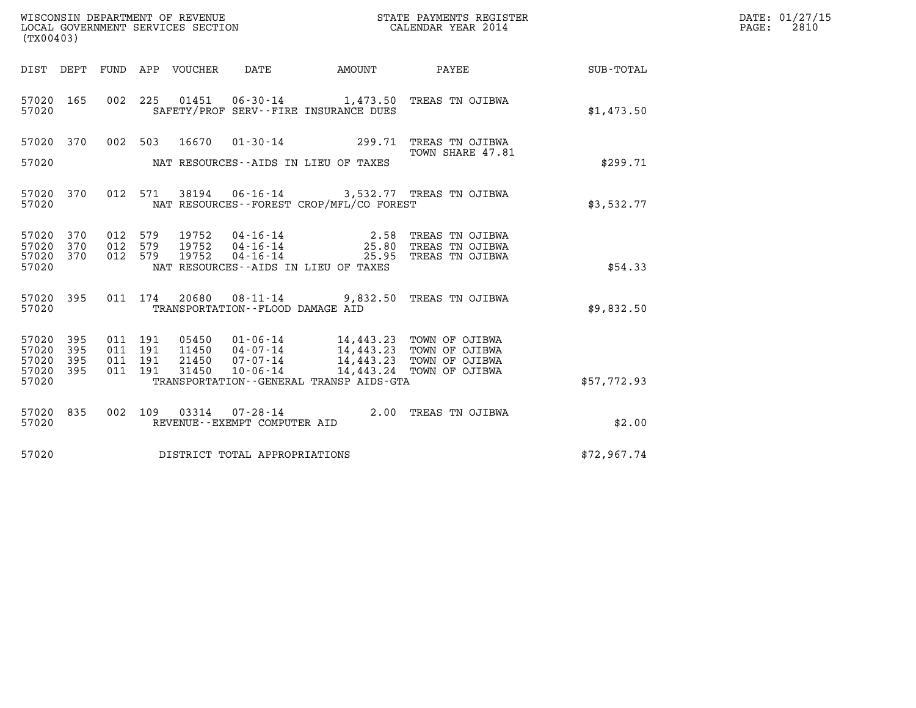WISCONSIN DEPARTMENT OF REVENUE
LOCAL GOVERNMENT SERVICES SECTION
(TX00403)

STATE PAYMENTS REGISTER
CALENDAR YEAR 2014

| DIST | DEPT | FUND | APP | VOUCHER | DATE | AMOUNT | PAYEE | SUB-TOTAL |
|---|---|---|---|---|---|---|---|---|
| 57020 | 165 | 002 | 225 | 01451 | 06-30-14 | 1,473.50 | TREAS TN OJIBWA | |
| 57020 | | | | | SAFETY/PROF SERV--FIRE INSURANCE DUES | | | $1,473.50 |
| 57020 | 370 | 002 | 503 | 16670 | 01-30-14 | 299.71 | TREAS TN OJIBWA TOWN SHARE 47.81 | |
| 57020 | | | | | NAT RESOURCES--AIDS IN LIEU OF TAXES | | | $299.71 |
| 57020 | 370 | 012 | 571 | 38194 | 06-16-14 | 3,532.77 | TREAS TN OJIBWA | |
| 57020 | | | | | NAT RESOURCES--FOREST CROP/MFL/CO FOREST | | | $3,532.77 |
| 57020 | 370 | 012 | 579 | 19752 | 04-16-14 | 2.58 | TREAS TN OJIBWA | |
| 57020 | 370 | 012 | 579 | 19752 | 04-16-14 | 25.80 | TREAS TN OJIBWA | |
| 57020 | 370 | 012 | 579 | 19752 | 04-16-14 | 25.95 | TREAS TN OJIBWA | |
| 57020 | | | | | NAT RESOURCES--AIDS IN LIEU OF TAXES | | | $54.33 |
| 57020 | 395 | 011 | 174 | 20680 | 08-11-14 | 9,832.50 | TREAS TN OJIBWA | |
| 57020 | | | | | TRANSPORTATION--FLOOD DAMAGE AID | | | $9,832.50 |
| 57020 | 395 | 011 | 191 | 05450 | 01-06-14 | 14,443.23 | TOWN OF OJIBWA | |
| 57020 | 395 | 011 | 191 | 11450 | 04-07-14 | 14,443.23 | TOWN OF OJIBWA | |
| 57020 | 395 | 011 | 191 | 21450 | 07-07-14 | 14,443.23 | TOWN OF OJIBWA | |
| 57020 | 395 | 011 | 191 | 31450 | 10-06-14 | 14,443.24 | TOWN OF OJIBWA | |
| 57020 | | | | | TRANSPORTATION--GENERAL TRANSP AIDS-GTA | | | $57,772.93 |
| 57020 | 835 | 002 | 109 | 03314 | 07-28-14 | 2.00 | TREAS TN OJIBWA | |
| 57020 | | | | | REVENUE--EXEMPT COMPUTER AID | | | $2.00 |
| 57020 | | | | | DISTRICT TOTAL APPROPRIATIONS | | | $72,967.74 |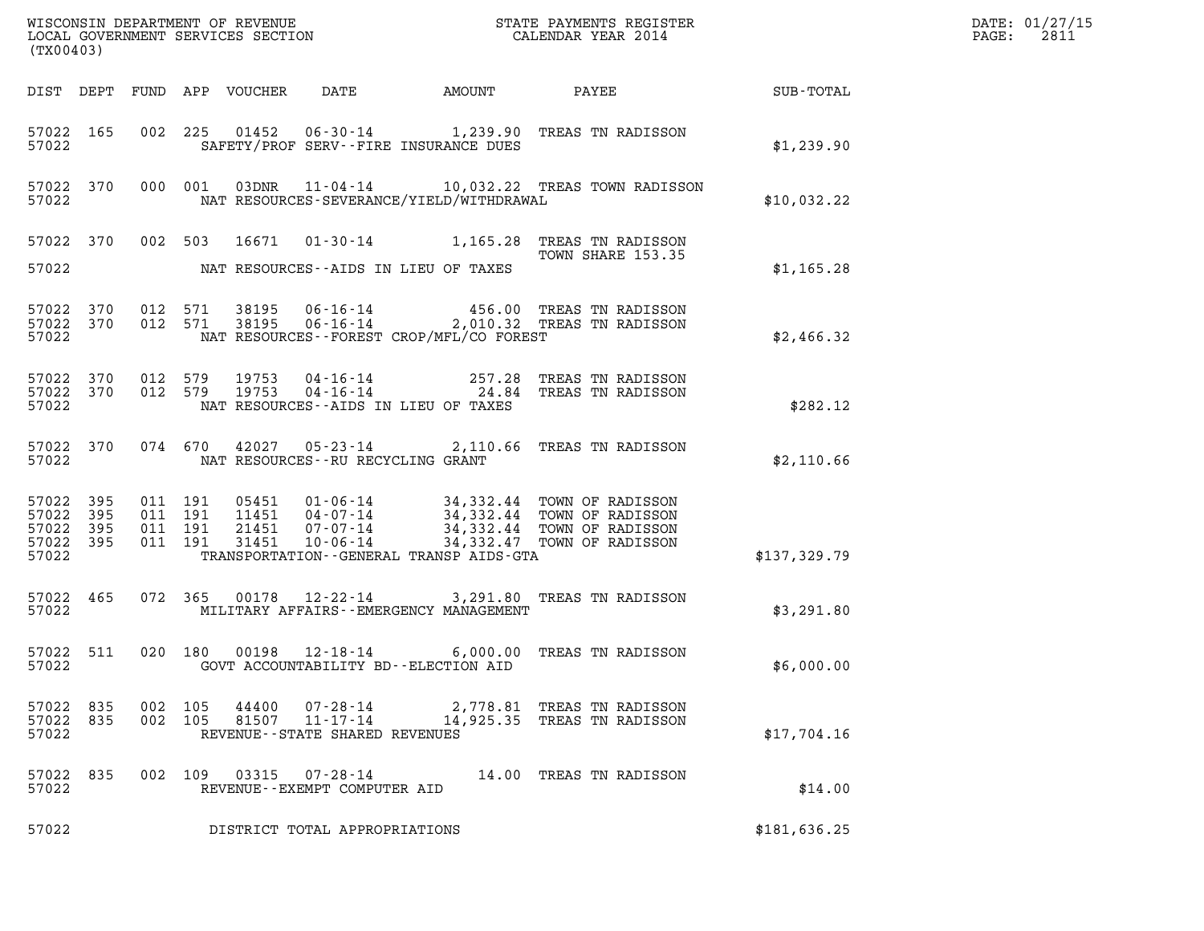WISCONSIN DEPARTMENT OF REVENUE
LOCAL GOVERNMENT SERVICES SECTION
(TX00403)

STATE PAYMENTS REGISTER
CALENDAR YEAR 2014

DATE: 01/27/15
PAGE: 2811

| DIST | DEPT | FUND | APP | VOUCHER | DATE | AMOUNT | PAYEE | SUB-TOTAL |
|---|---|---|---|---|---|---|---|---|
| 57022 | 165 | 002 | 225 | 01452 | 06-30-14 | 1,239.90 | TREAS TN RADISSON | |
| 57022 | | | | | SAFETY/PROF SERV--FIRE INSURANCE DUES | | | $1,239.90 |
| 57022 | 370 | 000 | 001 | 03DNR | 11-04-14 | 10,032.22 | TREAS TOWN RADISSON | |
| 57022 | | | | | NAT RESOURCES-SEVERANCE/YIELD/WITHDRAWAL | | | $10,032.22 |
| 57022 | 370 | 002 | 503 | 16671 | 01-30-14 | 1,165.28 | TREAS TN RADISSON TOWN SHARE 153.35 | |
| 57022 | | | | | NAT RESOURCES--AIDS IN LIEU OF TAXES | | | $1,165.28 |
| 57022 | 370 | 012 | 571 | 38195 | 06-16-14 | 456.00 | TREAS TN RADISSON | |
| 57022 | 370 | 012 | 571 | 38195 | 06-16-14 | 2,010.32 | TREAS TN RADISSON | |
| 57022 | | | | | NAT RESOURCES--FOREST CROP/MFL/CO FOREST | | | $2,466.32 |
| 57022 | 370 | 012 | 579 | 19753 | 04-16-14 | 257.28 | TREAS TN RADISSON | |
| 57022 | 370 | 012 | 579 | 19753 | 04-16-14 | 24.84 | TREAS TN RADISSON | |
| 57022 | | | | | NAT RESOURCES--AIDS IN LIEU OF TAXES | | | $282.12 |
| 57022 | 370 | 074 | 670 | 42027 | 05-23-14 | 2,110.66 | TREAS TN RADISSON | |
| 57022 | | | | | NAT RESOURCES--RU RECYCLING GRANT | | | $2,110.66 |
| 57022 | 395 | 011 | 191 | 05451 | 01-06-14 | 34,332.44 | TOWN OF RADISSON | |
| 57022 | 395 | 011 | 191 | 11451 | 04-07-14 | 34,332.44 | TOWN OF RADISSON | |
| 57022 | 395 | 011 | 191 | 21451 | 07-07-14 | 34,332.44 | TOWN OF RADISSON | |
| 57022 | 395 | 011 | 191 | 31451 | 10-06-14 | 34,332.47 | TOWN OF RADISSON | |
| 57022 | | | | | TRANSPORTATION--GENERAL TRANSP AIDS-GTA | | | $137,329.79 |
| 57022 | 465 | 072 | 365 | 00178 | 12-22-14 | 3,291.80 | TREAS TN RADISSON | |
| 57022 | | | | | MILITARY AFFAIRS--EMERGENCY MANAGEMENT | | | $3,291.80 |
| 57022 | 511 | 020 | 180 | 00198 | 12-18-14 | 6,000.00 | TREAS TN RADISSON | |
| 57022 | | | | | GOVT ACCOUNTABILITY BD--ELECTION AID | | | $6,000.00 |
| 57022 | 835 | 002 | 105 | 44400 | 07-28-14 | 2,778.81 | TREAS TN RADISSON | |
| 57022 | 835 | 002 | 105 | 81507 | 11-17-14 | 14,925.35 | TREAS TN RADISSON | |
| 57022 | | | | | REVENUE--STATE SHARED REVENUES | | | $17,704.16 |
| 57022 | 835 | 002 | 109 | 03315 | 07-28-14 | 14.00 | TREAS TN RADISSON | |
| 57022 | | | | | REVENUE--EXEMPT COMPUTER AID | | | $14.00 |
| 57022 | | | | | DISTRICT TOTAL APPROPRIATIONS | | | $181,636.25 |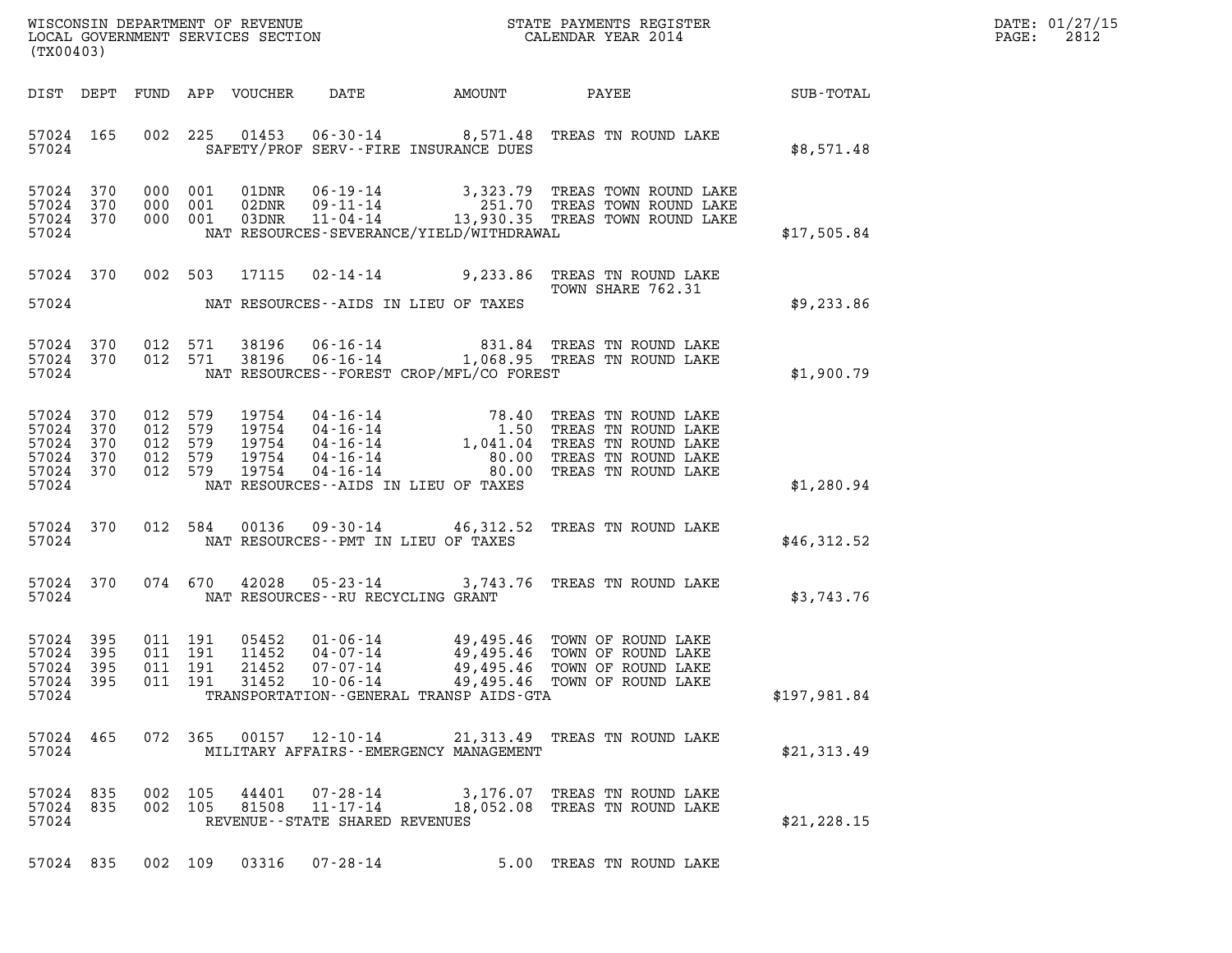WISCONSIN DEPARTMENT OF REVENUE
LOCAL GOVERNMENT SERVICES SECTION
(TX00403)

STATE PAYMENTS REGISTER
CALENDAR YEAR 2014

DATE: 01/27/15
PAGE: 2812

| DIST | DEPT | FUND | APP | VOUCHER | DATE | AMOUNT | PAYEE | SUB-TOTAL |
|---|---|---|---|---|---|---|---|---|
| 57024 | 165 | 002 | 225 | 01453 | 06-30-14 | 8,571.48 | TREAS TN ROUND LAKE | |
| 57024 | | | | | SAFETY/PROF SERV--FIRE INSURANCE DUES | | | $8,571.48 |
| 57024 | 370 | 000 | 001 | 01DNR | 06-19-14 | 3,323.79 | TREAS TOWN ROUND LAKE | |
| 57024 | 370 | 000 | 001 | 02DNR | 09-11-14 | 251.70 | TREAS TOWN ROUND LAKE | |
| 57024 | 370 | 000 | 001 | 03DNR | 11-04-14 | 13,930.35 | TREAS TOWN ROUND LAKE | |
| 57024 | | | | | NAT RESOURCES-SEVERANCE/YIELD/WITHDRAWAL | | | $17,505.84 |
| 57024 | 370 | 002 | 503 | 17115 | 02-14-14 | 9,233.86 | TREAS TN ROUND LAKE<br>TOWN SHARE 762.31 | |
| 57024 | | | | | NAT RESOURCES--AIDS IN LIEU OF TAXES | | | $9,233.86 |
| 57024 | 370 | 012 | 571 | 38196 | 06-16-14 | 831.84 | TREAS TN ROUND LAKE | |
| 57024 | 370 | 012 | 571 | 38196 | 06-16-14 | 1,068.95 | TREAS TN ROUND LAKE | |
| 57024 | | | | | NAT RESOURCES--FOREST CROP/MFL/CO FOREST | | | $1,900.79 |
| 57024 | 370 | 012 | 579 | 19754 | 04-16-14 | 78.40 | TREAS TN ROUND LAKE | |
| 57024 | 370 | 012 | 579 | 19754 | 04-16-14 | 1.50 | TREAS TN ROUND LAKE | |
| 57024 | 370 | 012 | 579 | 19754 | 04-16-14 | 1,041.04 | TREAS TN ROUND LAKE | |
| 57024 | 370 | 012 | 579 | 19754 | 04-16-14 | 80.00 | TREAS TN ROUND LAKE | |
| 57024 | 370 | 012 | 579 | 19754 | 04-16-14 | 80.00 | TREAS TN ROUND LAKE | |
| 57024 | | | | | NAT RESOURCES--AIDS IN LIEU OF TAXES | | | $1,280.94 |
| 57024 | 370 | 012 | 584 | 00136 | 09-30-14 | 46,312.52 | TREAS TN ROUND LAKE | |
| 57024 | | | | | NAT RESOURCES--PMT IN LIEU OF TAXES | | | $46,312.52 |
| 57024 | 370 | 074 | 670 | 42028 | 05-23-14 | 3,743.76 | TREAS TN ROUND LAKE | |
| 57024 | | | | | NAT RESOURCES--RU RECYCLING GRANT | | | $3,743.76 |
| 57024 | 395 | 011 | 191 | 05452 | 01-06-14 | 49,495.46 | TOWN OF ROUND LAKE | |
| 57024 | 395 | 011 | 191 | 11452 | 04-07-14 | 49,495.46 | TOWN OF ROUND LAKE | |
| 57024 | 395 | 011 | 191 | 21452 | 07-07-14 | 49,495.46 | TOWN OF ROUND LAKE | |
| 57024 | 395 | 011 | 191 | 31452 | 10-06-14 | 49,495.46 | TOWN OF ROUND LAKE | |
| 57024 | | | | | TRANSPORTATION--GENERAL TRANSP AIDS-GTA | | | $197,981.84 |
| 57024 | 465 | 072 | 365 | 00157 | 12-10-14 | 21,313.49 | TREAS TN ROUND LAKE | |
| 57024 | | | | | MILITARY AFFAIRS--EMERGENCY MANAGEMENT | | | $21,313.49 |
| 57024 | 835 | 002 | 105 | 44401 | 07-28-14 | 3,176.07 | TREAS TN ROUND LAKE | |
| 57024 | 835 | 002 | 105 | 81508 | 11-17-14 | 18,052.08 | TREAS TN ROUND LAKE | |
| 57024 | | | | | REVENUE--STATE SHARED REVENUES | | | $21,228.15 |
| 57024 | 835 | 002 | 109 | 03316 | 07-28-14 | 5.00 | TREAS TN ROUND LAKE | |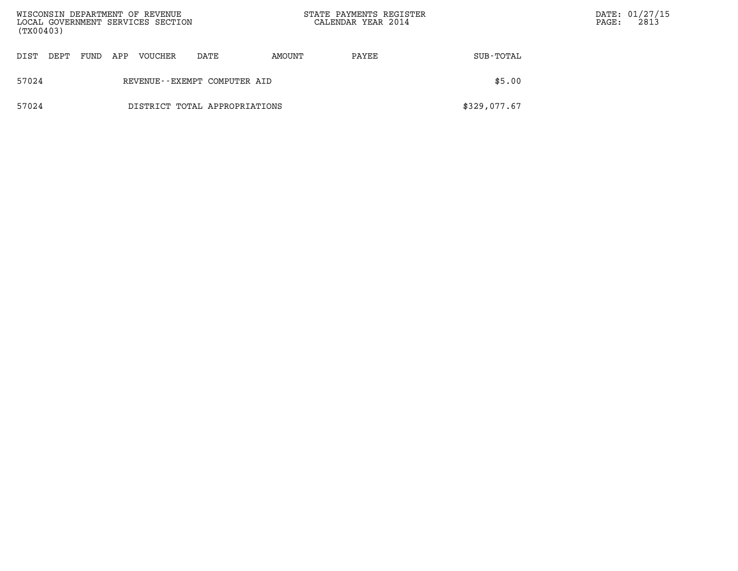| DIST | DEPT | FUND | APP | VOUCHER | DATE | AMOUNT | PAYEE | SUB-TOTAL |
|---|---|---|---|---|---|---|---|---|
| 57024 | | | REVENUE--EXEMPT COMPUTER AID | | | | | $5.00 |
| 57024 | | | DISTRICT TOTAL APPROPRIATIONS | | | | | $329,077.67 |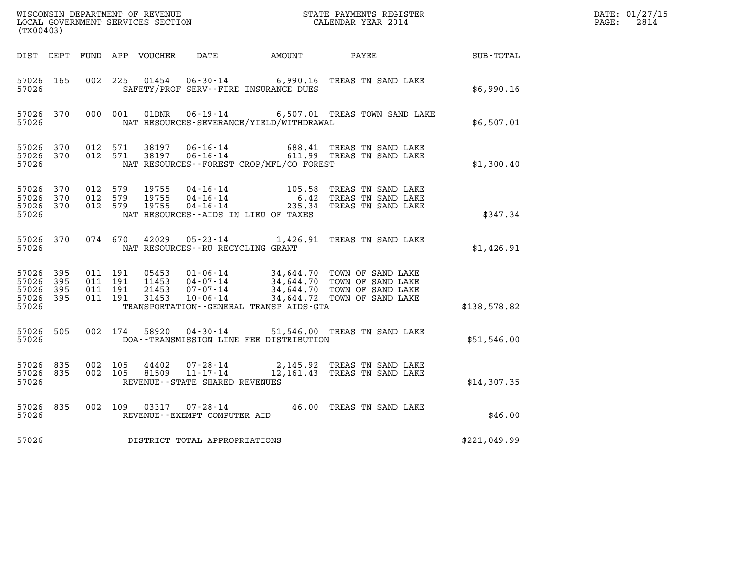WISCONSIN DEPARTMENT OF REVENUE
LOCAL GOVERNMENT SERVICES SECTION
(TX00403)

STATE PAYMENTS REGISTER
CALENDAR YEAR 2014

DATE: 01/27/15

| DIST | DEPT | FUND | APP | VOUCHER | DATE | AMOUNT | PAYEE | SUB-TOTAL |
|---|---|---|---|---|---|---|---|---|
| 57026 | 165 | 002 | 225 | 01454 | 06-30-14 | 6,990.16 | TREAS TN SAND LAKE | |
| 57026 | | | | | SAFETY/PROF SERV--FIRE INSURANCE DUES | | | $6,990.16 |
| 57026 | 370 | 000 | 001 | 01DNR | 06-19-14 | 6,507.01 | TREAS TOWN SAND LAKE | |
| 57026 | | | | | NAT RESOURCES-SEVERANCE/YIELD/WITHDRAWAL | | | $6,507.01 |
| 57026 | 370 | 012 | 571 | 38197 | 06-16-14 | 688.41 | TREAS TN SAND LAKE | |
| 57026 | 370 | 012 | 571 | 38197 | 06-16-14 | 611.99 | TREAS TN SAND LAKE | |
| 57026 | | | | | NAT RESOURCES--FOREST CROP/MFL/CO FOREST | | | $1,300.40 |
| 57026 | 370 | 012 | 579 | 19755 | 04-16-14 | 105.58 | TREAS TN SAND LAKE | |
| 57026 | 370 | 012 | 579 | 19755 | 04-16-14 | 6.42 | TREAS TN SAND LAKE | |
| 57026 | 370 | 012 | 579 | 19755 | 04-16-14 | 235.34 | TREAS TN SAND LAKE | |
| 57026 | | | | | NAT RESOURCES--AIDS IN LIEU OF TAXES | | | $347.34 |
| 57026 | 370 | 074 | 670 | 42029 | 05-23-14 | 1,426.91 | TREAS TN SAND LAKE | |
| 57026 | | | | | NAT RESOURCES--RU RECYCLING GRANT | | | $1,426.91 |
| 57026 | 395 | 011 | 191 | 05453 | 01-06-14 | 34,644.70 | TOWN OF SAND LAKE | |
| 57026 | 395 | 011 | 191 | 11453 | 04-07-14 | 34,644.70 | TOWN OF SAND LAKE | |
| 57026 | 395 | 011 | 191 | 21453 | 07-07-14 | 34,644.70 | TOWN OF SAND LAKE | |
| 57026 | 395 | 011 | 191 | 31453 | 10-06-14 | 34,644.72 | TOWN OF SAND LAKE | |
| 57026 | | | | | TRANSPORTATION--GENERAL TRANSP AIDS-GTA | | | $138,578.82 |
| 57026 | 505 | 002 | 174 | 58920 | 04-30-14 | 51,546.00 | TREAS TN SAND LAKE | |
| 57026 | | | | | DOA--TRANSMISSION LINE FEE DISTRIBUTION | | | $51,546.00 |
| 57026 | 835 | 002 | 105 | 44402 | 07-28-14 | 2,145.92 | TREAS TN SAND LAKE | |
| 57026 | 835 | 002 | 105 | 81509 | 11-17-14 | 12,161.43 | TREAS TN SAND LAKE | |
| 57026 | | | | | REVENUE--STATE SHARED REVENUES | | | $14,307.35 |
| 57026 | 835 | 002 | 109 | 03317 | 07-28-14 | 46.00 | TREAS TN SAND LAKE | |
| 57026 | | | | | REVENUE--EXEMPT COMPUTER AID | | | $46.00 |
| 57026 | | | | | DISTRICT TOTAL APPROPRIATIONS | | | $221,049.99 |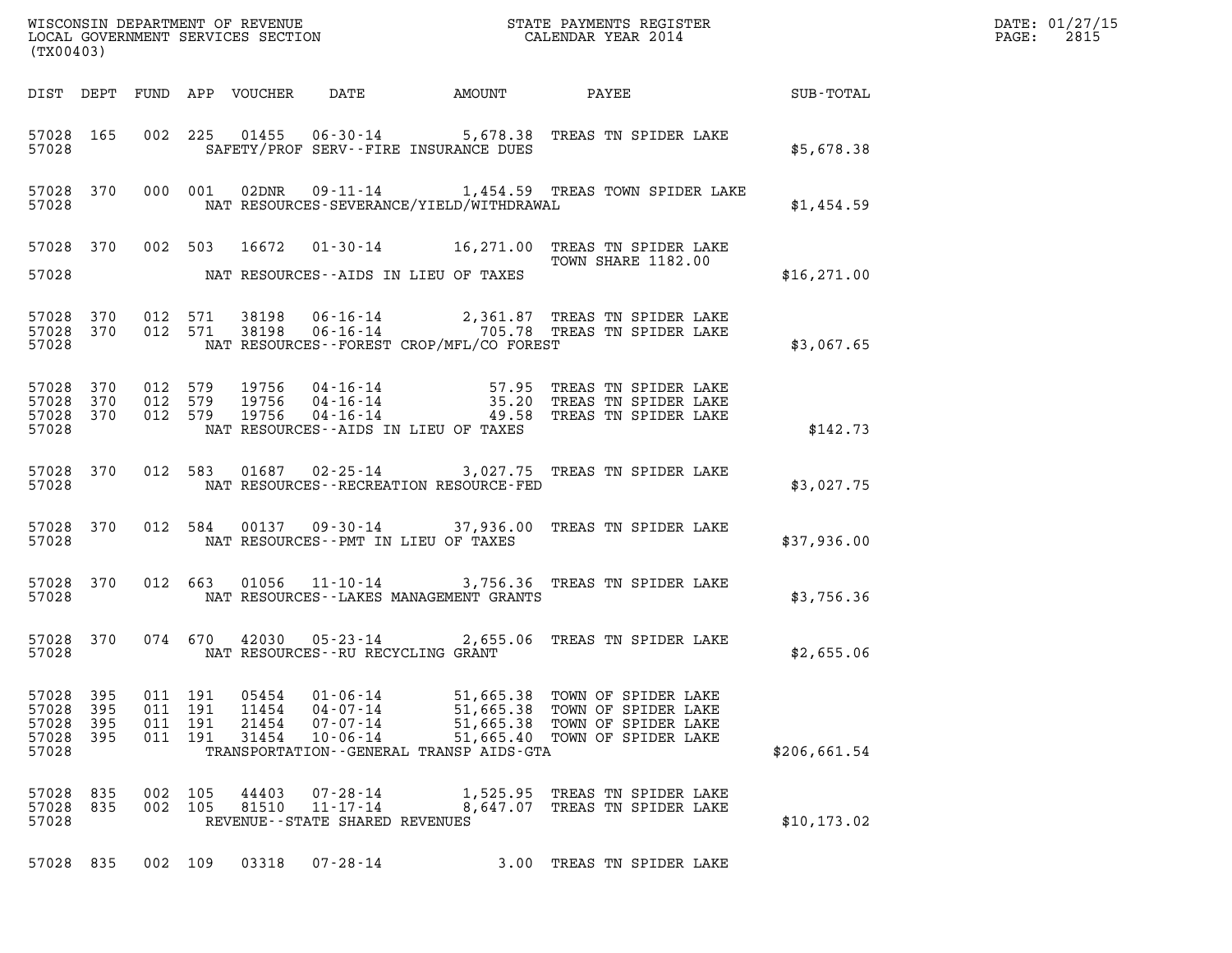WISCONSIN DEPARTMENT OF REVENUE
LOCAL GOVERNMENT SERVICES SECTION
(TX00403)

STATE PAYMENTS REGISTER
CALENDAR YEAR 2014

DATE: 01/27/15
PAGE: 2815

| DIST | DEPT | FUND | APP | VOUCHER | DATE | AMOUNT | PAYEE | SUB-TOTAL |
|---|---|---|---|---|---|---|---|---|
| 57028 | 165 | 002 | 225 | 01455 | 06-30-14 | 5,678.38 | TREAS TN SPIDER LAKE | |
| 57028 | | | | | SAFETY/PROF SERV--FIRE INSURANCE DUES | | | $5,678.38 |
| 57028 | 370 | 000 | 001 | 02DNR | 09-11-14 | 1,454.59 | TREAS TOWN SPIDER LAKE | |
| 57028 | | | | | NAT RESOURCES-SEVERANCE/YIELD/WITHDRAWAL | | | $1,454.59 |
| 57028 | 370 | 002 | 503 | 16672 | 01-30-14 | 16,271.00 | TREAS TN SPIDER LAKE TOWN SHARE 1182.00 | |
| 57028 | | | | | NAT RESOURCES--AIDS IN LIEU OF TAXES | | | $16,271.00 |
| 57028 | 370 | 012 | 571 | 38198 | 06-16-14 | 2,361.87 | TREAS TN SPIDER LAKE | |
| 57028 | 370 | 012 | 571 | 38198 | 06-16-14 | 705.78 | TREAS TN SPIDER LAKE | |
| 57028 | | | | | NAT RESOURCES--FOREST CROP/MFL/CO FOREST | | | $3,067.65 |
| 57028 | 370 | 012 | 579 | 19756 | 04-16-14 | 57.95 | TREAS TN SPIDER LAKE | |
| 57028 | 370 | 012 | 579 | 19756 | 04-16-14 | 35.20 | TREAS TN SPIDER LAKE | |
| 57028 | 370 | 012 | 579 | 19756 | 04-16-14 | 49.58 | TREAS TN SPIDER LAKE | |
| 57028 | | | | | NAT RESOURCES--AIDS IN LIEU OF TAXES | | | $142.73 |
| 57028 | 370 | 012 | 583 | 01687 | 02-25-14 | 3,027.75 | TREAS TN SPIDER LAKE | |
| 57028 | | | | | NAT RESOURCES--RECREATION RESOURCE-FED | | | $3,027.75 |
| 57028 | 370 | 012 | 584 | 00137 | 09-30-14 | 37,936.00 | TREAS TN SPIDER LAKE | |
| 57028 | | | | | NAT RESOURCES--PMT IN LIEU OF TAXES | | | $37,936.00 |
| 57028 | 370 | 012 | 663 | 01056 | 11-10-14 | 3,756.36 | TREAS TN SPIDER LAKE | |
| 57028 | | | | | NAT RESOURCES--LAKES MANAGEMENT GRANTS | | | $3,756.36 |
| 57028 | 370 | 074 | 670 | 42030 | 05-23-14 | 2,655.06 | TREAS TN SPIDER LAKE | |
| 57028 | | | | | NAT RESOURCES--RU RECYCLING GRANT | | | $2,655.06 |
| 57028 | 395 | 011 | 191 | 05454 | 01-06-14 | 51,665.38 | TOWN OF SPIDER LAKE | |
| 57028 | 395 | 011 | 191 | 11454 | 04-07-14 | 51,665.38 | TOWN OF SPIDER LAKE | |
| 57028 | 395 | 011 | 191 | 21454 | 07-07-14 | 51,665.38 | TOWN OF SPIDER LAKE | |
| 57028 | 395 | 011 | 191 | 31454 | 10-06-14 | 51,665.40 | TOWN OF SPIDER LAKE | |
| 57028 | | | | | TRANSPORTATION--GENERAL TRANSP AIDS-GTA | | | $206,661.54 |
| 57028 | 835 | 002 | 105 | 44403 | 07-28-14 | 1,525.95 | TREAS TN SPIDER LAKE | |
| 57028 | 835 | 002 | 105 | 81510 | 11-17-14 | 8,647.07 | TREAS TN SPIDER LAKE | |
| 57028 | | | | | REVENUE--STATE SHARED REVENUES | | | $10,173.02 |
| 57028 | 835 | 002 | 109 | 03318 | 07-28-14 | 3.00 | TREAS TN SPIDER LAKE | |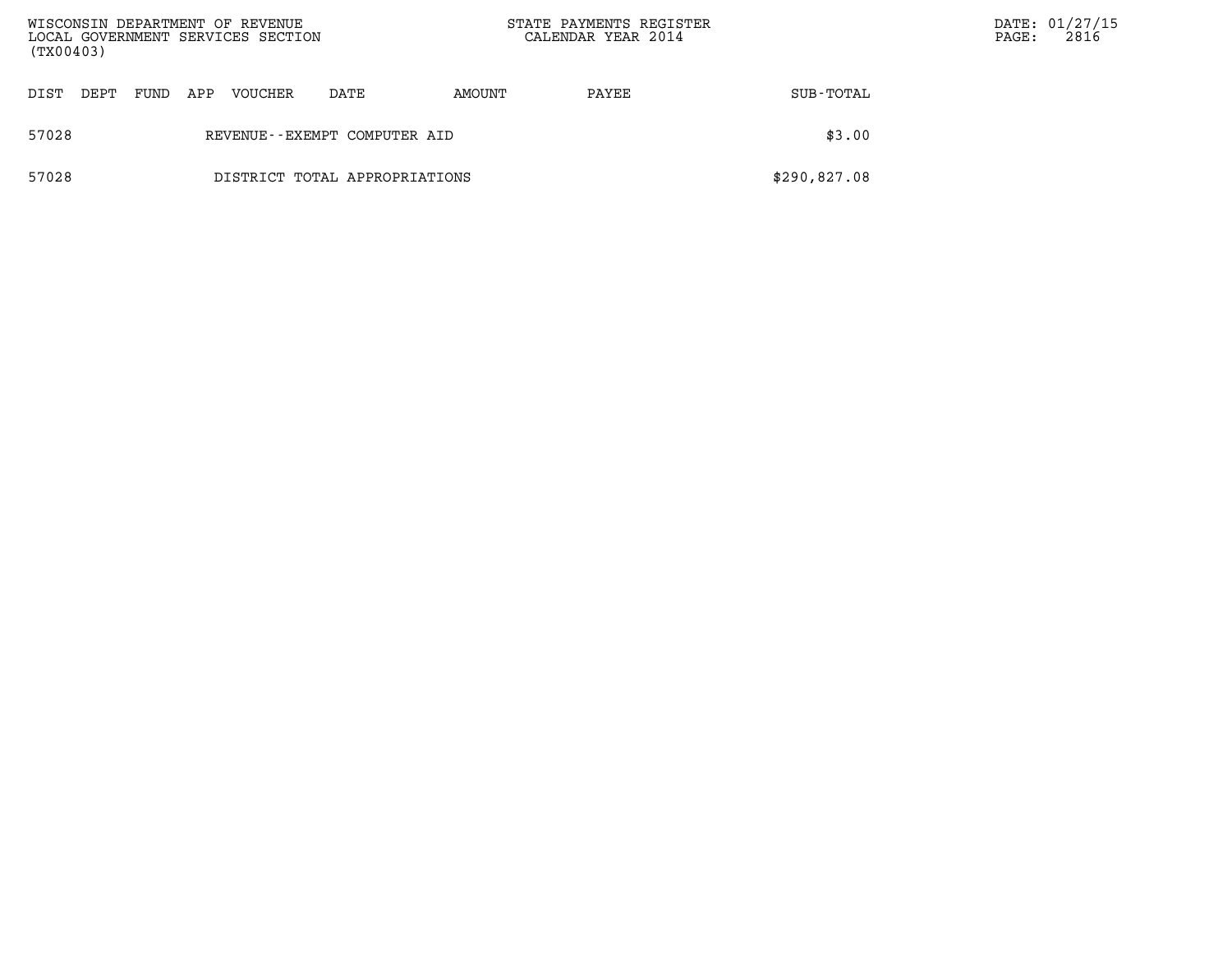| DIST | DEPT | FUND | APP | VOUCHER | DATE | AMOUNT | PAYEE | SUB-TOTAL |
|---|---|---|---|---|---|---|---|---|
| 57028 | | | | REVENUE--EXEMPT COMPUTER AID | | | | $3.00 |
| 57028 | | | | DISTRICT TOTAL APPROPRIATIONS | | | | $290,827.08 |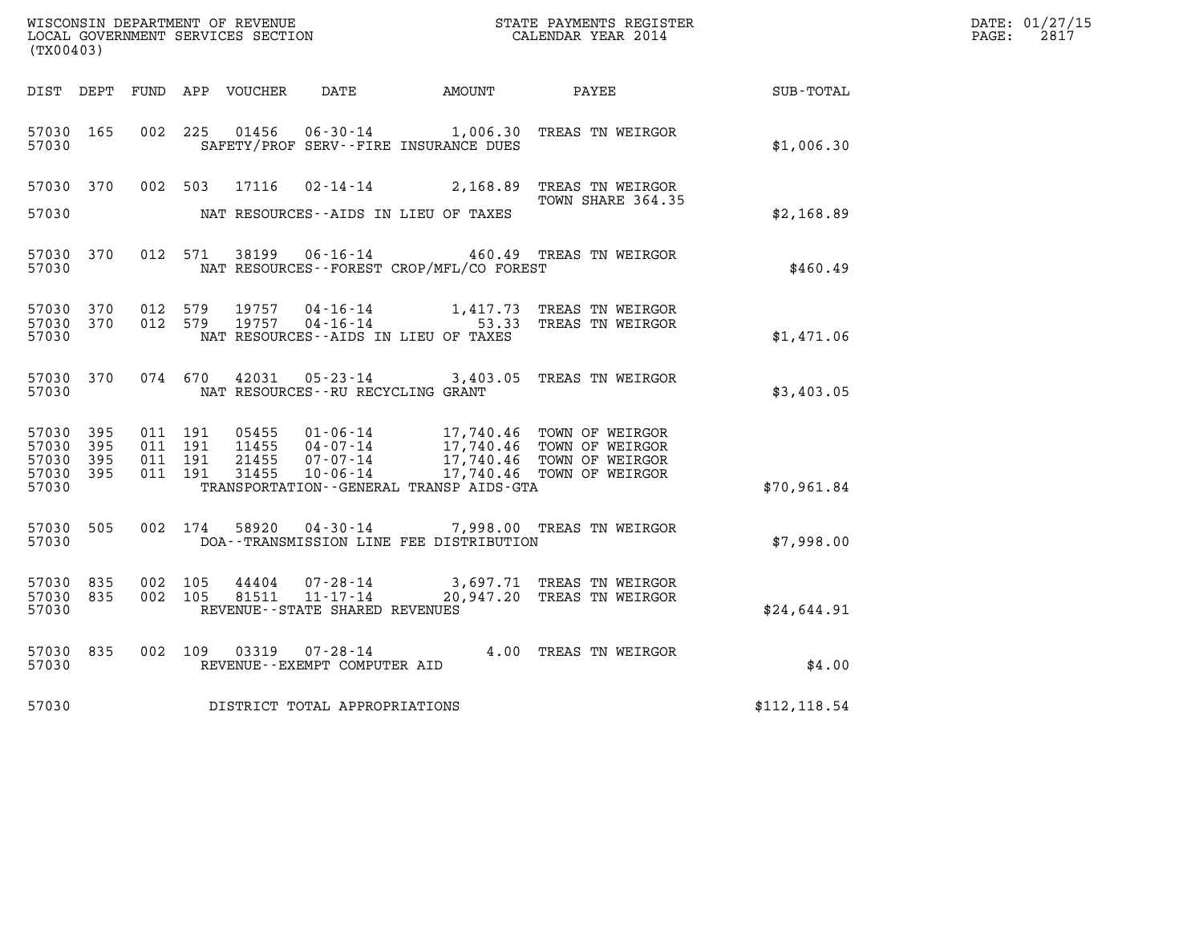WISCONSIN DEPARTMENT OF REVENUE
LOCAL GOVERNMENT SERVICES SECTION
(TX00403)

STATE PAYMENTS REGISTER
CALENDAR YEAR 2014

DATE: 01/27/15

| DIST | DEPT | FUND | APP | VOUCHER | DATE | AMOUNT | PAYEE | SUB-TOTAL |
|---|---|---|---|---|---|---|---|---|
| 57030 | 165 | 002 | 225 | 01456 | 06-30-14 | 1,006.30 | TREAS TN WEIRGOR | |
| 57030 | | | | | SAFETY/PROF SERV--FIRE INSURANCE DUES | | | $1,006.30 |
| 57030 | 370 | 002 | 503 | 17116 | 02-14-14 | 2,168.89 | TREAS TN WEIRGOR TOWN SHARE 364.35 | |
| 57030 | | | | | NAT RESOURCES--AIDS IN LIEU OF TAXES | | | $2,168.89 |
| 57030 | 370 | 012 | 571 | 38199 | 06-16-14 | 460.49 | TREAS TN WEIRGOR | |
| 57030 | | | | | NAT RESOURCES--FOREST CROP/MFL/CO FOREST | | | $460.49 |
| 57030 | 370 | 012 | 579 | 19757 | 04-16-14 | 1,417.73 | TREAS TN WEIRGOR | |
| 57030 | 370 | 012 | 579 | 19757 | 04-16-14 | 53.33 | TREAS TN WEIRGOR | |
| 57030 | | | | | NAT RESOURCES--AIDS IN LIEU OF TAXES | | | $1,471.06 |
| 57030 | 370 | 074 | 670 | 42031 | 05-23-14 | 3,403.05 | TREAS TN WEIRGOR | |
| 57030 | | | | | NAT RESOURCES--RU RECYCLING GRANT | | | $3,403.05 |
| 57030 | 395 | 011 | 191 | 05455 | 01-06-14 | 17,740.46 | TOWN OF WEIRGOR | |
| 57030 | 395 | 011 | 191 | 11455 | 04-07-14 | 17,740.46 | TOWN OF WEIRGOR | |
| 57030 | 395 | 011 | 191 | 21455 | 07-07-14 | 17,740.46 | TOWN OF WEIRGOR | |
| 57030 | 395 | 011 | 191 | 31455 | 10-06-14 | 17,740.46 | TOWN OF WEIRGOR | |
| 57030 | | | | | TRANSPORTATION--GENERAL TRANSP AIDS-GTA | | | $70,961.84 |
| 57030 | 505 | 002 | 174 | 58920 | 04-30-14 | 7,998.00 | TREAS TN WEIRGOR | |
| 57030 | | | | | DOA--TRANSMISSION LINE FEE DISTRIBUTION | | | $7,998.00 |
| 57030 | 835 | 002 | 105 | 44404 | 07-28-14 | 3,697.71 | TREAS TN WEIRGOR | |
| 57030 | 835 | 002 | 105 | 81511 | 11-17-14 | 20,947.20 | TREAS TN WEIRGOR | |
| 57030 | | | | | REVENUE--STATE SHARED REVENUES | | | $24,644.91 |
| 57030 | 835 | 002 | 109 | 03319 | 07-28-14 | 4.00 | TREAS TN WEIRGOR | |
| 57030 | | | | | REVENUE--EXEMPT COMPUTER AID | | | $4.00 |
| 57030 | | | | | DISTRICT TOTAL APPROPRIATIONS | | | $112,118.54 |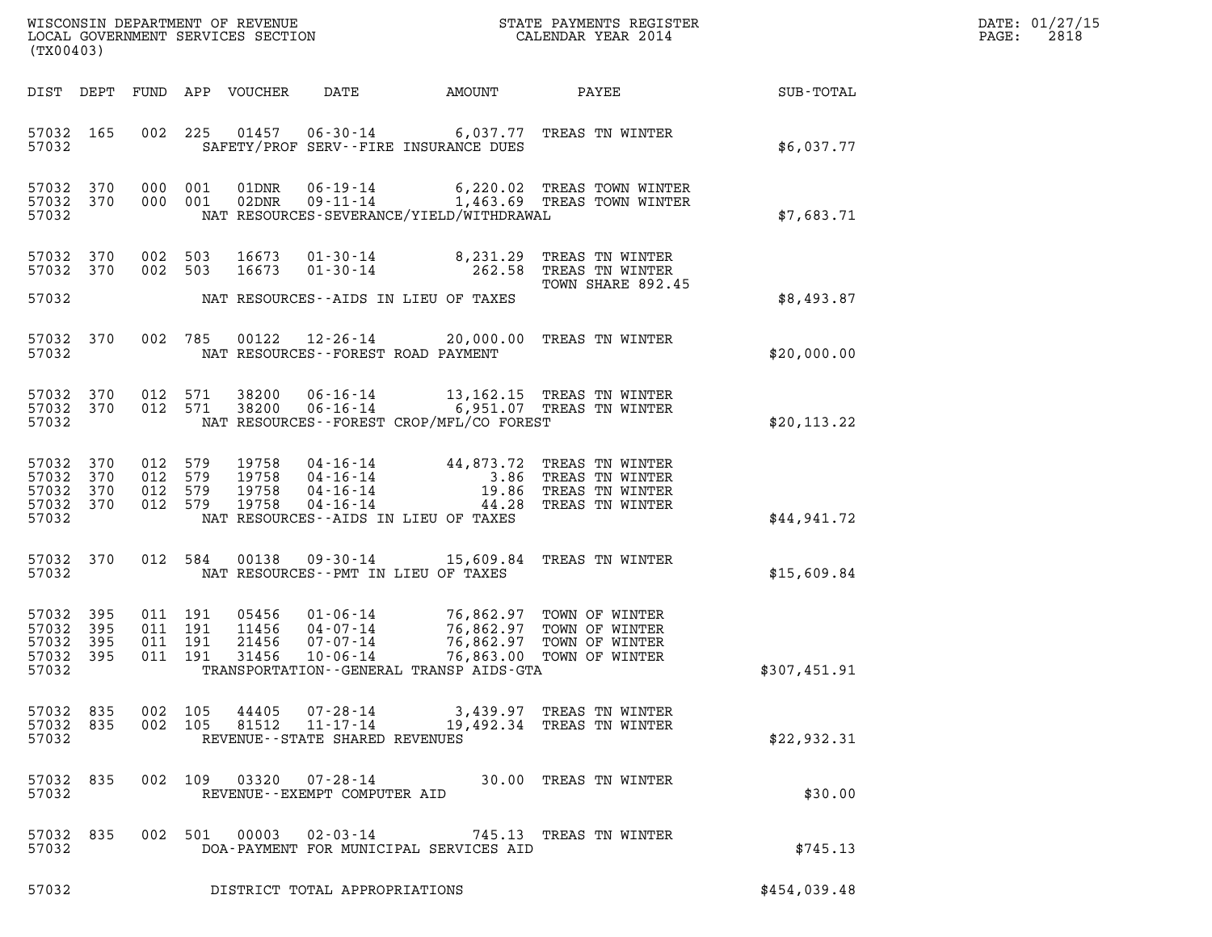WISCONSIN DEPARTMENT OF REVENUE
LOCAL GOVERNMENT SERVICES SECTION
(TX00403)

STATE PAYMENTS REGISTER
CALENDAR YEAR 2014

DATE: 01/27/15

| DIST | DEPT | FUND | APP | VOUCHER | DATE | AMOUNT | PAYEE | SUB-TOTAL |
|---|---|---|---|---|---|---|---|---|
| 57032 | 165 | 002 | 225 | 01457 | 06-30-14 | 6,037.77 | TREAS TN WINTER | |
| 57032 | | | | SAFETY/PROF SERV--FIRE INSURANCE DUES | | | | $6,037.77 |
| 57032 | 370 | 000 | 001 | 01DNR | 06-19-14 | 6,220.02 | TREAS TOWN WINTER | |
| 57032 | 370 | 000 | 001 | 02DNR | 09-11-14 | 1,463.69 | TREAS TOWN WINTER | |
| 57032 | | | | NAT RESOURCES-SEVERANCE/YIELD/WITHDRAWAL | | | | $7,683.71 |
| 57032 | 370 | 002 | 503 | 16673 | 01-30-14 | 8,231.29 | TREAS TN WINTER | |
| 57032 | 370 | 002 | 503 | 16673 | 01-30-14 | 262.58 | TREAS TN WINTER TOWN SHARE 892.45 | |
| 57032 | | | | NAT RESOURCES--AIDS IN LIEU OF TAXES | | | | $8,493.87 |
| 57032 | 370 | 002 | 785 | 00122 | 12-26-14 | 20,000.00 | TREAS TN WINTER | |
| 57032 | | | | NAT RESOURCES--FOREST ROAD PAYMENT | | | | $20,000.00 |
| 57032 | 370 | 012 | 571 | 38200 | 06-16-14 | 13,162.15 | TREAS TN WINTER | |
| 57032 | 370 | 012 | 571 | 38200 | 06-16-14 | 6,951.07 | TREAS TN WINTER | |
| 57032 | | | | NAT RESOURCES--FOREST CROP/MFL/CO FOREST | | | | $20,113.22 |
| 57032 | 370 | 012 | 579 | 19758 | 04-16-14 | 44,873.72 | TREAS TN WINTER | |
| 57032 | 370 | 012 | 579 | 19758 | 04-16-14 | 3.86 | TREAS TN WINTER | |
| 57032 | 370 | 012 | 579 | 19758 | 04-16-14 | 19.86 | TREAS TN WINTER | |
| 57032 | 370 | 012 | 579 | 19758 | 04-16-14 | 44.28 | TREAS TN WINTER | |
| 57032 | | | | NAT RESOURCES--AIDS IN LIEU OF TAXES | | | | $44,941.72 |
| 57032 | 370 | 012 | 584 | 00138 | 09-30-14 | 15,609.84 | TREAS TN WINTER | |
| 57032 | | | | NAT RESOURCES--PMT IN LIEU OF TAXES | | | | $15,609.84 |
| 57032 | 395 | 011 | 191 | 05456 | 01-06-14 | 76,862.97 | TOWN OF WINTER | |
| 57032 | 395 | 011 | 191 | 11456 | 04-07-14 | 76,862.97 | TOWN OF WINTER | |
| 57032 | 395 | 011 | 191 | 21456 | 07-07-14 | 76,862.97 | TOWN OF WINTER | |
| 57032 | 395 | 011 | 191 | 31456 | 10-06-14 | 76,863.00 | TOWN OF WINTER | |
| 57032 | | | | TRANSPORTATION--GENERAL TRANSP AIDS-GTA | | | | $307,451.91 |
| 57032 | 835 | 002 | 105 | 44405 | 07-28-14 | 3,439.97 | TREAS TN WINTER | |
| 57032 | 835 | 002 | 105 | 81512 | 11-17-14 | 19,492.34 | TREAS TN WINTER | |
| 57032 | | | | REVENUE--STATE SHARED REVENUES | | | | $22,932.31 |
| 57032 | 835 | 002 | 109 | 03320 | 07-28-14 | 30.00 | TREAS TN WINTER | |
| 57032 | | | | REVENUE--EXEMPT COMPUTER AID | | | | $30.00 |
| 57032 | 835 | 002 | 501 | 00003 | 02-03-14 | 745.13 | TREAS TN WINTER | |
| 57032 | | | | DOA-PAYMENT FOR MUNICIPAL SERVICES AID | | | | $745.13 |
| 57032 | | | | DISTRICT TOTAL APPROPRIATIONS | | | | $454,039.48 |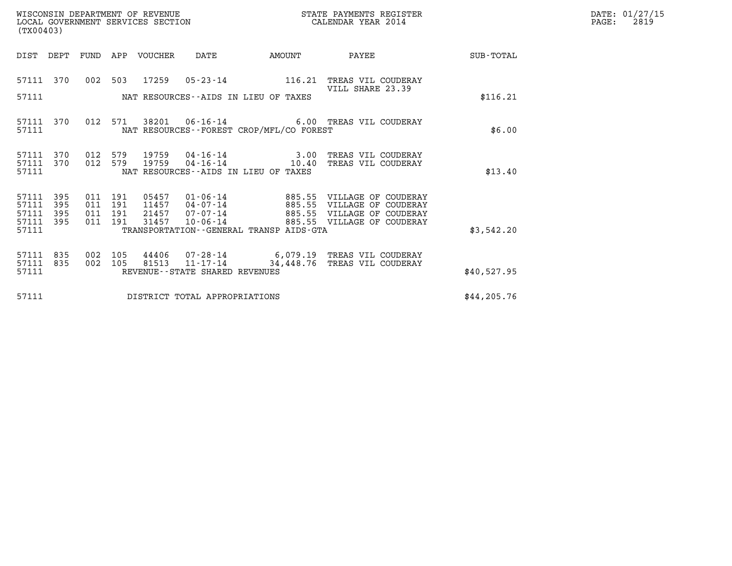WISCONSIN DEPARTMENT OF REVENUE
LOCAL GOVERNMENT SERVICES SECTION
(TX00403)

STATE PAYMENTS REGISTER
CALENDAR YEAR 2014

DATE: 01/27/15

| DIST | DEPT | FUND | APP | VOUCHER | DATE | AMOUNT | PAYEE | SUB-TOTAL |
|---|---|---|---|---|---|---|---|---|
| 57111 | 370 | 002 | 503 | 17259 | 05-23-14 | 116.21 | TREAS VIL COUDERAY VILL SHARE 23.39 | |
| 57111 | | | | | NAT RESOURCES--AIDS IN LIEU OF TAXES | | | $116.21 |
| 57111 | 370 | 012 | 571 | 38201 | 06-16-14 | 6.00 | TREAS VIL COUDERAY | |
| 57111 | | | | | NAT RESOURCES--FOREST CROP/MFL/CO FOREST | | | $6.00 |
| 57111 | 370 | 012 | 579 | 19759 | 04-16-14 | 3.00 | TREAS VIL COUDERAY | |
| 57111 | 370 | 012 | 579 | 19759 | 04-16-14 | 10.40 | TREAS VIL COUDERAY | |
| 57111 | | | | | NAT RESOURCES--AIDS IN LIEU OF TAXES | | | $13.40 |
| 57111 | 395 | 011 | 191 | 05457 | 01-06-14 | 885.55 | VILLAGE OF COUDERAY | |
| 57111 | 395 | 011 | 191 | 11457 | 04-07-14 | 885.55 | VILLAGE OF COUDERAY | |
| 57111 | 395 | 011 | 191 | 21457 | 07-07-14 | 885.55 | VILLAGE OF COUDERAY | |
| 57111 | 395 | 011 | 191 | 31457 | 10-06-14 | 885.55 | VILLAGE OF COUDERAY | |
| 57111 | | | | | TRANSPORTATION--GENERAL TRANSP AIDS-GTA | | | $3,542.20 |
| 57111 | 835 | 002 | 105 | 44406 | 07-28-14 | 6,079.19 | TREAS VIL COUDERAY | |
| 57111 | 835 | 002 | 105 | 81513 | 11-17-14 | 34,448.76 | TREAS VIL COUDERAY | |
| 57111 | | | | | REVENUE--STATE SHARED REVENUES | | | $40,527.95 |
| 57111 | | | | | DISTRICT TOTAL APPROPRIATIONS | | | $44,205.76 |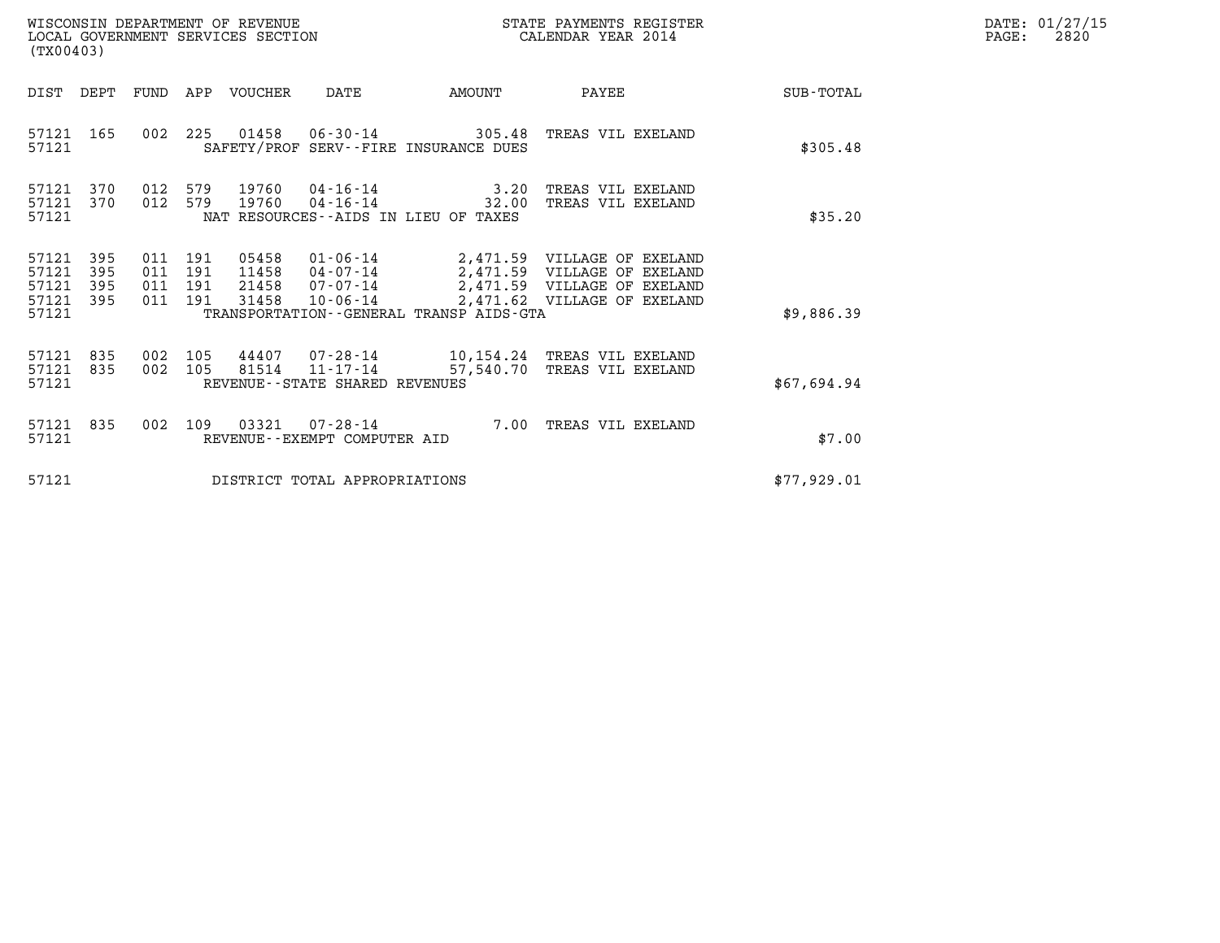WISCONSIN DEPARTMENT OF REVENUE
LOCAL GOVERNMENT SERVICES SECTION
(TX00403)

STATE PAYMENTS REGISTER
CALENDAR YEAR 2014

DATE: 01/27/15
PAGE: 2820

| DIST | DEPT | FUND | APP | VOUCHER | DATE | AMOUNT | PAYEE | SUB-TOTAL |
|---|---|---|---|---|---|---|---|---|
| 57121 | 165 | 002 | 225 | 01458 | 06-30-14 | 305.48 | TREAS VIL EXELAND | |
| 57121 | | | | SAFETY/PROF SERV--FIRE INSURANCE DUES | | | | $305.48 |
| 57121 | 370 | 012 | 579 | 19760 | 04-16-14 | 3.20 | TREAS VIL EXELAND | |
| 57121 | 370 | 012 | 579 | 19760 | 04-16-14 | 32.00 | TREAS VIL EXELAND | |
| 57121 | | | | NAT RESOURCES--AIDS IN LIEU OF TAXES | | | | $35.20 |
| 57121 | 395 | 011 | 191 | 05458 | 01-06-14 | 2,471.59 | VILLAGE OF EXELAND | |
| 57121 | 395 | 011 | 191 | 11458 | 04-07-14 | 2,471.59 | VILLAGE OF EXELAND | |
| 57121 | 395 | 011 | 191 | 21458 | 07-07-14 | 2,471.59 | VILLAGE OF EXELAND | |
| 57121 | 395 | 011 | 191 | 31458 | 10-06-14 | 2,471.62 | VILLAGE OF EXELAND | |
| 57121 | | | | TRANSPORTATION--GENERAL TRANSP AIDS-GTA | | | | $9,886.39 |
| 57121 | 835 | 002 | 105 | 44407 | 07-28-14 | 10,154.24 | TREAS VIL EXELAND | |
| 57121 | 835 | 002 | 105 | 81514 | 11-17-14 | 57,540.70 | TREAS VIL EXELAND | |
| 57121 | | | | REVENUE--STATE SHARED REVENUES | | | | $67,694.94 |
| 57121 | 835 | 002 | 109 | 03321 | 07-28-14 | 7.00 | TREAS VIL EXELAND | |
| 57121 | | | | REVENUE--EXEMPT COMPUTER AID | | | | $7.00 |
| 57121 | | | | DISTRICT TOTAL APPROPRIATIONS | | | | $77,929.01 |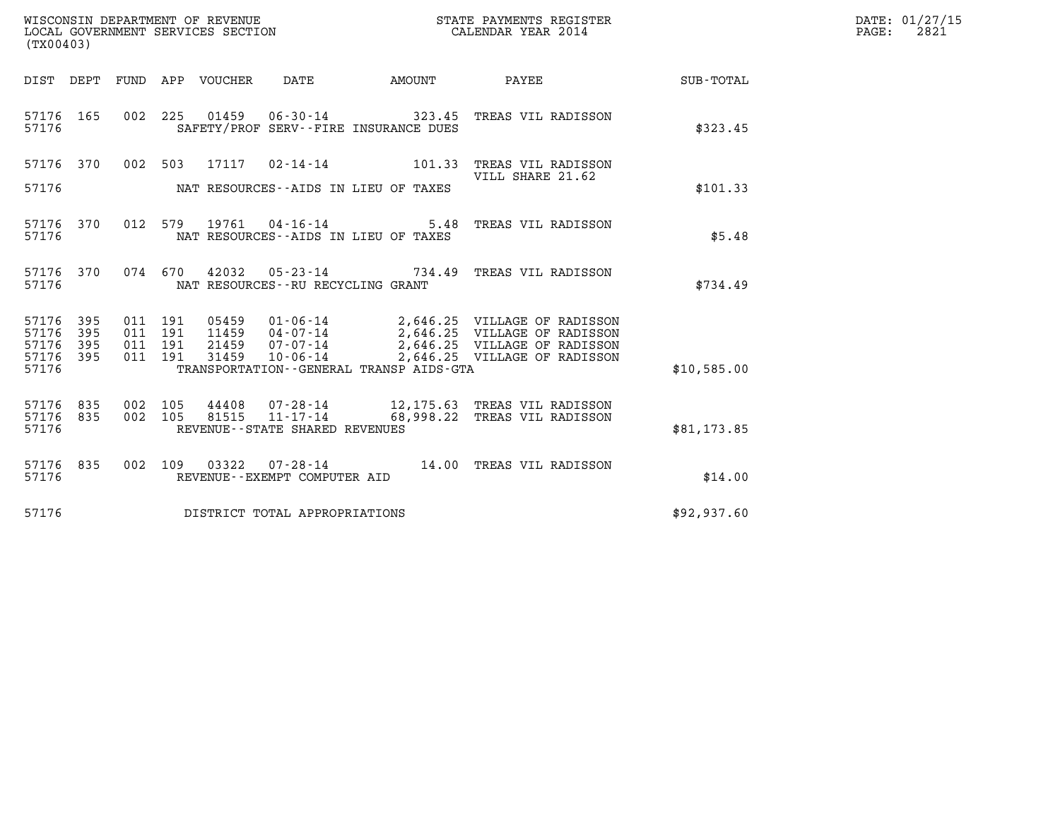WISCONSIN DEPARTMENT OF REVENUE
LOCAL GOVERNMENT SERVICES SECTION
(TX00403)

STATE PAYMENTS REGISTER
CALENDAR YEAR 2014

DATE: 01/27/15
PAGE: 2821

| DIST | DEPT | FUND | APP | VOUCHER | DATE | AMOUNT | PAYEE | SUB-TOTAL |
|---|---|---|---|---|---|---|---|---|
| 57176 | 165 | 002 | 225 | 01459 | 06-30-14 | 323.45 | TREAS VIL RADISSON | |
| 57176 | | | | | SAFETY/PROF SERV--FIRE INSURANCE DUES | | | $323.45 |
| 57176 | 370 | 002 | 503 | 17117 | 02-14-14 | 101.33 | TREAS VIL RADISSON VILL SHARE 21.62 | |
| 57176 | | | | | NAT RESOURCES--AIDS IN LIEU OF TAXES | | | $101.33 |
| 57176 | 370 | 012 | 579 | 19761 | 04-16-14 | 5.48 | TREAS VIL RADISSON | |
| 57176 | | | | | NAT RESOURCES--AIDS IN LIEU OF TAXES | | | $5.48 |
| 57176 | 370 | 074 | 670 | 42032 | 05-23-14 | 734.49 | TREAS VIL RADISSON | |
| 57176 | | | | | NAT RESOURCES--RU RECYCLING GRANT | | | $734.49 |
| 57176 | 395 | 011 | 191 | 05459 | 01-06-14 | 2,646.25 | VILLAGE OF RADISSON | |
| 57176 | 395 | 011 | 191 | 11459 | 04-07-14 | 2,646.25 | VILLAGE OF RADISSON | |
| 57176 | 395 | 011 | 191 | 21459 | 07-07-14 | 2,646.25 | VILLAGE OF RADISSON | |
| 57176 | 395 | 011 | 191 | 31459 | 10-06-14 | 2,646.25 | VILLAGE OF RADISSON | |
| 57176 | | | | | TRANSPORTATION--GENERAL TRANSP AIDS-GTA | | | $10,585.00 |
| 57176 | 835 | 002 | 105 | 44408 | 07-28-14 | 12,175.63 | TREAS VIL RADISSON | |
| 57176 | 835 | 002 | 105 | 81515 | 11-17-14 | 68,998.22 | TREAS VIL RADISSON | |
| 57176 | | | | | REVENUE--STATE SHARED REVENUES | | | $81,173.85 |
| 57176 | 835 | 002 | 109 | 03322 | 07-28-14 | 14.00 | TREAS VIL RADISSON | |
| 57176 | | | | | REVENUE--EXEMPT COMPUTER AID | | | $14.00 |
| 57176 | | | | | DISTRICT TOTAL APPROPRIATIONS | | | $92,937.60 |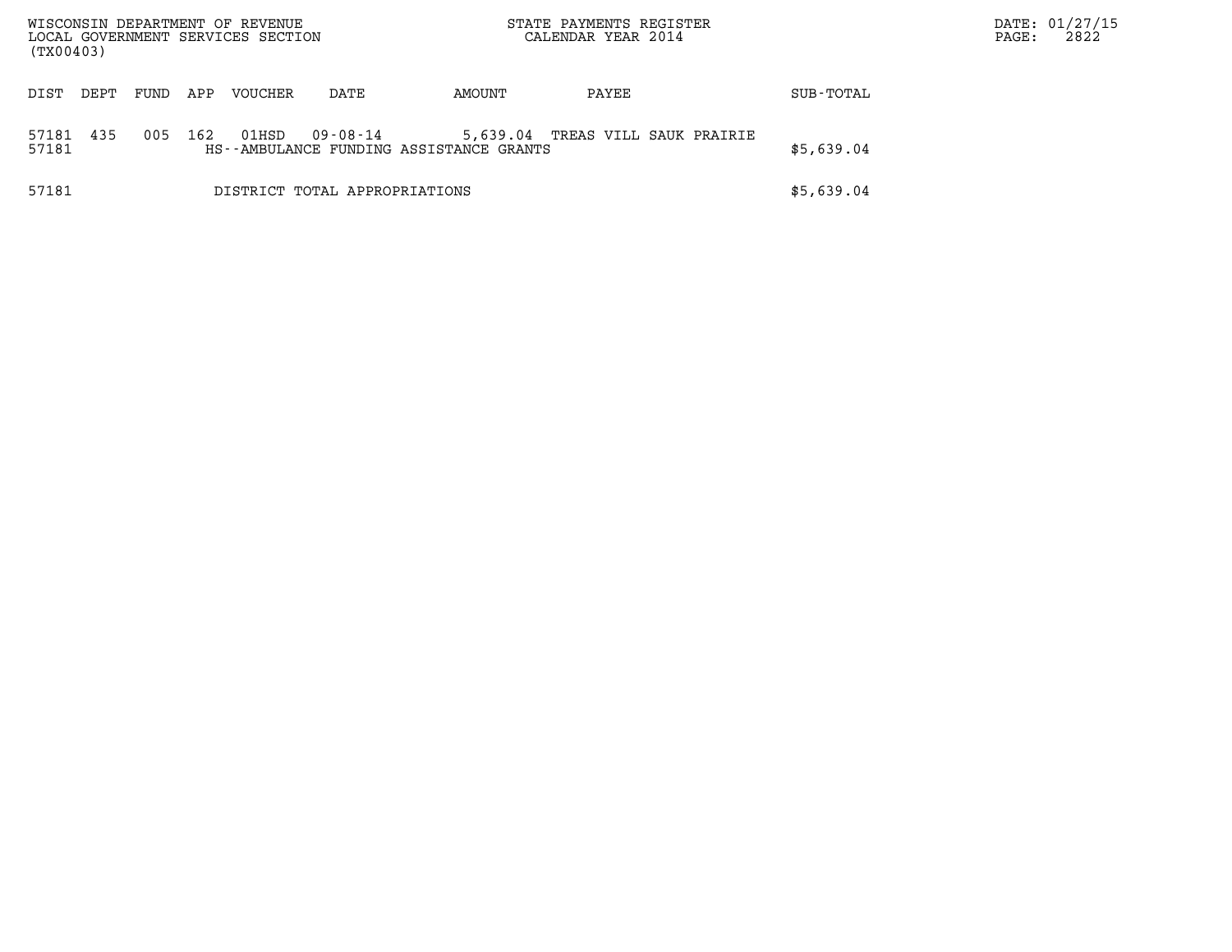WISCONSIN DEPARTMENT OF REVENUE
LOCAL GOVERNMENT SERVICES SECTION
(TX00403)

STATE PAYMENTS REGISTER
CALENDAR YEAR 2014

DATE: 01/27/15
PAGE: 2822

| DIST | DEPT | FUND | APP | VOUCHER | DATE | AMOUNT | PAYEE | SUB-TOTAL |
|---|---|---|---|---|---|---|---|---|
| 57181 | 435 | 005 | 162 | 01HSD | 09-08-14 | 5,639.04 | TREAS VILL SAUK PRAIRIE | |
| 57181 | | | | HS--AMBULANCE FUNDING ASSISTANCE GRANTS | | | | $5,639.04 |
| 57181 | | | | DISTRICT TOTAL APPROPRIATIONS | | | | $5,639.04 |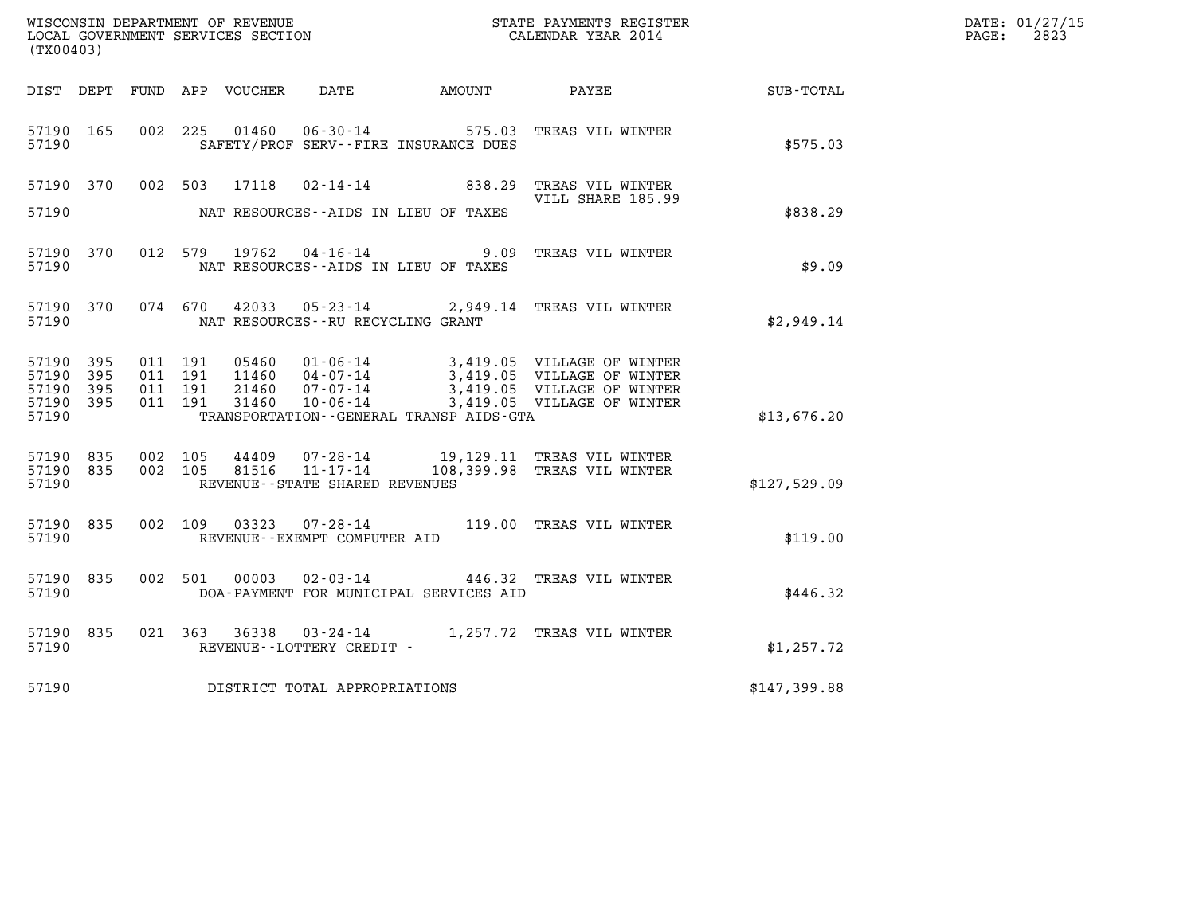WISCONSIN DEPARTMENT OF REVENUE
LOCAL GOVERNMENT SERVICES SECTION
(TX00403)

STATE PAYMENTS REGISTER
CALENDAR YEAR 2014

DATE: 01/27/15
PAGE: 2823

| DIST | DEPT | FUND | APP | VOUCHER | DATE | AMOUNT | PAYEE | SUB-TOTAL |
|---|---|---|---|---|---|---|---|---|
| 57190 | 165 | 002 | 225 | 01460 | 06-30-14 | 575.03 | TREAS VIL WINTER | |
| 57190 | | | | | SAFETY/PROF SERV--FIRE INSURANCE DUES | | | $575.03 |
| 57190 | 370 | 002 | 503 | 17118 | 02-14-14 | 838.29 | TREAS VIL WINTER VILL SHARE 185.99 | |
| 57190 | | | | | NAT RESOURCES--AIDS IN LIEU OF TAXES | | | $838.29 |
| 57190 | 370 | 012 | 579 | 19762 | 04-16-14 | 9.09 | TREAS VIL WINTER | |
| 57190 | | | | | NAT RESOURCES--AIDS IN LIEU OF TAXES | | | $9.09 |
| 57190 | 370 | 074 | 670 | 42033 | 05-23-14 | 2,949.14 | TREAS VIL WINTER | |
| 57190 | | | | | NAT RESOURCES--RU RECYCLING GRANT | | | $2,949.14 |
| 57190 | 395 | 011 | 191 | 05460 | 01-06-14 | 3,419.05 | VILLAGE OF WINTER | |
| 57190 | 395 | 011 | 191 | 11460 | 04-07-14 | 3,419.05 | VILLAGE OF WINTER | |
| 57190 | 395 | 011 | 191 | 21460 | 07-07-14 | 3,419.05 | VILLAGE OF WINTER | |
| 57190 | 395 | 011 | 191 | 31460 | 10-06-14 | 3,419.05 | VILLAGE OF WINTER | |
| 57190 | | | | | TRANSPORTATION--GENERAL TRANSP AIDS-GTA | | | $13,676.20 |
| 57190 | 835 | 002 | 105 | 44409 | 07-28-14 | 19,129.11 | TREAS VIL WINTER | |
| 57190 | 835 | 002 | 105 | 81516 | 11-17-14 | 108,399.98 | TREAS VIL WINTER | |
| 57190 | | | | | REVENUE--STATE SHARED REVENUES | | | $127,529.09 |
| 57190 | 835 | 002 | 109 | 03323 | 07-28-14 | 119.00 | TREAS VIL WINTER | |
| 57190 | | | | | REVENUE--EXEMPT COMPUTER AID | | | $119.00 |
| 57190 | 835 | 002 | 501 | 00003 | 02-03-14 | 446.32 | TREAS VIL WINTER | |
| 57190 | | | | | DOA-PAYMENT FOR MUNICIPAL SERVICES AID | | | $446.32 |
| 57190 | 835 | 021 | 363 | 36338 | 03-24-14 | 1,257.72 | TREAS VIL WINTER | |
| 57190 | | | | | REVENUE--LOTTERY CREDIT - | | | $1,257.72 |
| 57190 | | | | | DISTRICT TOTAL APPROPRIATIONS | | | $147,399.88 |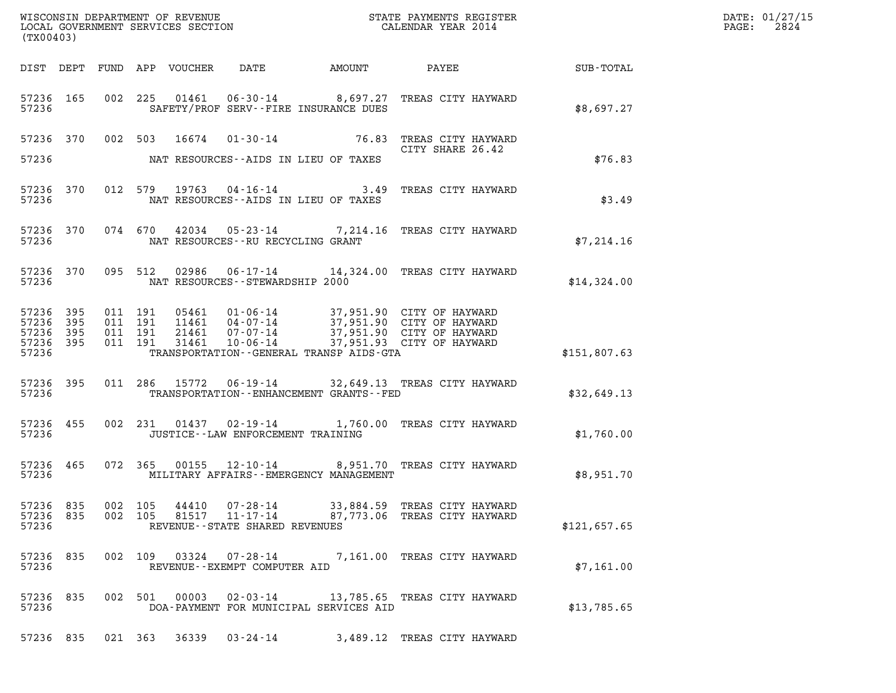WISCONSIN DEPARTMENT OF REVENUE
LOCAL GOVERNMENT SERVICES SECTION
(TX00403)

STATE PAYMENTS REGISTER
CALENDAR YEAR 2014

DATE: 01/27/15

| DIST | DEPT | FUND | APP | VOUCHER | DATE | AMOUNT | PAYEE | SUB-TOTAL |
|---|---|---|---|---|---|---|---|---|
| 57236 | 165 | 002 | 225 | 01461 | 06-30-14 | 8,697.27 | TREAS CITY HAYWARD | |
| 57236 | | | | | SAFETY/PROF SERV--FIRE INSURANCE DUES | | | $8,697.27 |
| 57236 | 370 | 002 | 503 | 16674 | 01-30-14 | 76.83 | TREAS CITY HAYWARD CITY SHARE 26.42 | |
| 57236 | | | | | NAT RESOURCES--AIDS IN LIEU OF TAXES | | | $76.83 |
| 57236 | 370 | 012 | 579 | 19763 | 04-16-14 | 3.49 | TREAS CITY HAYWARD | |
| 57236 | | | | | NAT RESOURCES--AIDS IN LIEU OF TAXES | | | $3.49 |
| 57236 | 370 | 074 | 670 | 42034 | 05-23-14 | 7,214.16 | TREAS CITY HAYWARD | |
| 57236 | | | | | NAT RESOURCES--RU RECYCLING GRANT | | | $7,214.16 |
| 57236 | 370 | 095 | 512 | 02986 | 06-17-14 | 14,324.00 | TREAS CITY HAYWARD | |
| 57236 | | | | | NAT RESOURCES--STEWARDSHIP 2000 | | | $14,324.00 |
| 57236 | 395 | 011 | 191 | 05461 | 01-06-14 | 37,951.90 | CITY OF HAYWARD | |
| 57236 | 395 | 011 | 191 | 11461 | 04-07-14 | 37,951.90 | CITY OF HAYWARD | |
| 57236 | 395 | 011 | 191 | 21461 | 07-07-14 | 37,951.90 | CITY OF HAYWARD | |
| 57236 | 395 | 011 | 191 | 31461 | 10-06-14 | 37,951.93 | CITY OF HAYWARD | |
| 57236 | | | | | TRANSPORTATION--GENERAL TRANSP AIDS-GTA | | | $151,807.63 |
| 57236 | 395 | 011 | 286 | 15772 | 06-19-14 | 32,649.13 | TREAS CITY HAYWARD | |
| 57236 | | | | | TRANSPORTATION--ENHANCEMENT GRANTS--FED | | | $32,649.13 |
| 57236 | 455 | 002 | 231 | 01437 | 02-19-14 | 1,760.00 | TREAS CITY HAYWARD | |
| 57236 | | | | | JUSTICE--LAW ENFORCEMENT TRAINING | | | $1,760.00 |
| 57236 | 465 | 072 | 365 | 00155 | 12-10-14 | 8,951.70 | TREAS CITY HAYWARD | |
| 57236 | | | | | MILITARY AFFAIRS--EMERGENCY MANAGEMENT | | | $8,951.70 |
| 57236 | 835 | 002 | 105 | 44410 | 07-28-14 | 33,884.59 | TREAS CITY HAYWARD | |
| 57236 | 835 | 002 | 105 | 81517 | 11-17-14 | 87,773.06 | TREAS CITY HAYWARD | |
| 57236 | | | | | REVENUE--STATE SHARED REVENUES | | | $121,657.65 |
| 57236 | 835 | 002 | 109 | 03324 | 07-28-14 | 7,161.00 | TREAS CITY HAYWARD | |
| 57236 | | | | | REVENUE--EXEMPT COMPUTER AID | | | $7,161.00 |
| 57236 | 835 | 002 | 501 | 00003 | 02-03-14 | 13,785.65 | TREAS CITY HAYWARD | |
| 57236 | | | | | DOA-PAYMENT FOR MUNICIPAL SERVICES AID | | | $13,785.65 |
| 57236 | 835 | 021 | 363 | 36339 | 03-24-14 | 3,489.12 | TREAS CITY HAYWARD | |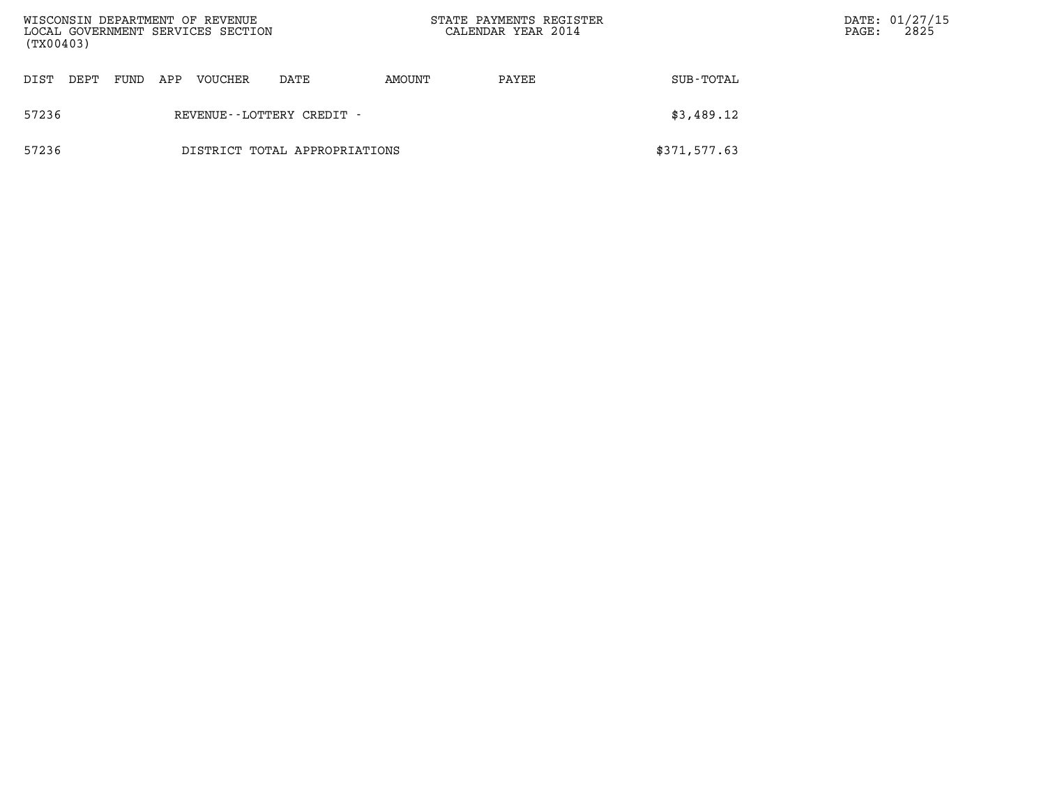| DIST | DEPT | FUND | APP | VOUCHER | DATE | AMOUNT | PAYEE | SUB-TOTAL |
|---|---|---|---|---|---|---|---|---|
| 57236 | | | | REVENUE--LOTTERY CREDIT - | | | | $3,489.12 |
| 57236 | | | | DISTRICT TOTAL APPROPRIATIONS | | | | $371,577.63 |